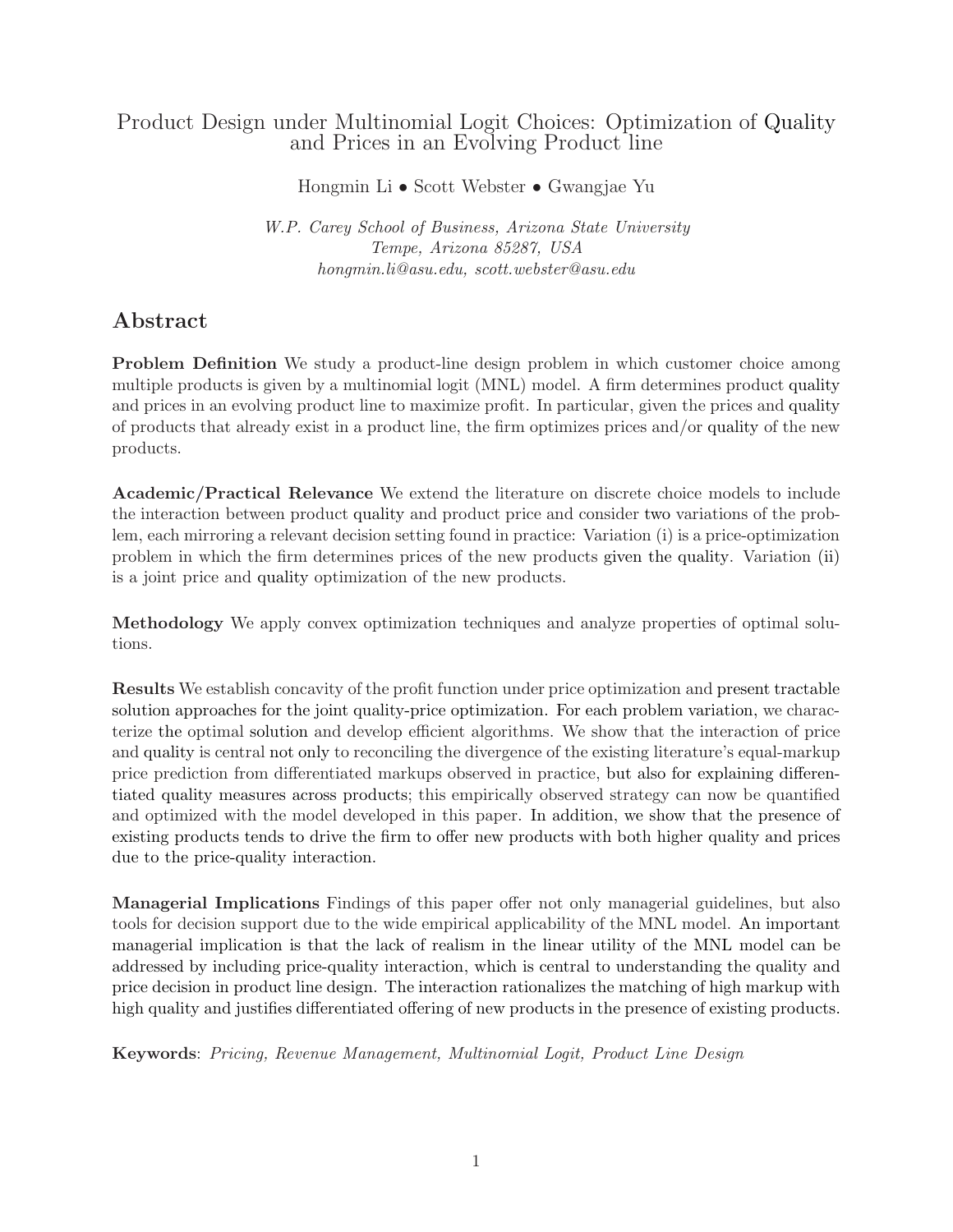# Product Design under Multinomial Logit Choices: Optimization of Quality and Prices in an Evolving Product line

Hongmin Li • Scott Webster • Gwangjae Yu

*W.P. Carey School of Business, Arizona State University*
*Tempe, Arizona 85287, USA*
*hongmin.li@asu.edu, scott.webster@asu.edu*

## Abstract

**Problem Definition** We study a product-line design problem in which customer choice among multiple products is given by a multinomial logit (MNL) model. A firm determines product quality and prices in an evolving product line to maximize profit. In particular, given the prices and quality of products that already exist in a product line, the firm optimizes prices and/or quality of the new products.

**Academic/Practical Relevance** We extend the literature on discrete choice models to include the interaction between product quality and product price and consider two variations of the problem, each mirroring a relevant decision setting found in practice: Variation (i) is a price-optimization problem in which the firm determines prices of the new products given the quality. Variation (ii) is a joint price and quality optimization of the new products.

**Methodology** We apply convex optimization techniques and analyze properties of optimal solutions.

**Results** We establish concavity of the profit function under price optimization and present tractable solution approaches for the joint quality-price optimization. For each problem variation, we characterize the optimal solution and develop efficient algorithms. We show that the interaction of price and quality is central not only to reconciling the divergence of the existing literature's equal-markup price prediction from differentiated markups observed in practice, but also for explaining differentiated quality measures across products; this empirically observed strategy can now be quantified and optimized with the model developed in this paper. In addition, we show that the presence of existing products tends to drive the firm to offer new products with both higher quality and prices due to the price-quality interaction.

**Managerial Implications** Findings of this paper offer not only managerial guidelines, but also tools for decision support due to the wide empirical applicability of the MNL model. An important managerial implication is that the lack of realism in the linear utility of the MNL model can be addressed by including price-quality interaction, which is central to understanding the quality and price decision in product line design. The interaction rationalizes the matching of high markup with high quality and justifies differentiated offering of new products in the presence of existing products.

**Keywords**: *Pricing, Revenue Management, Multinomial Logit, Product Line Design*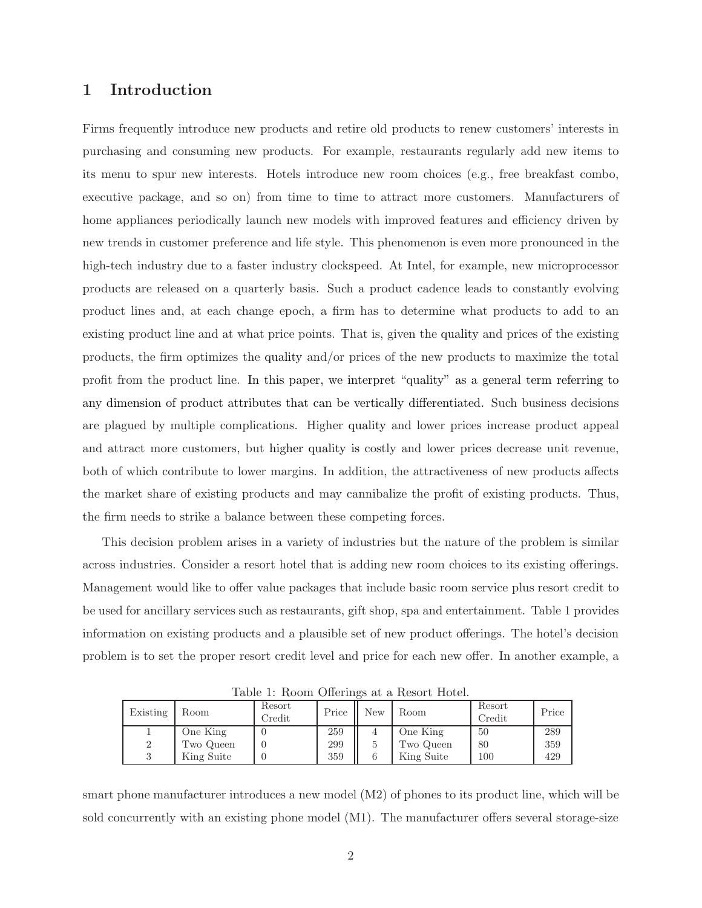# 1 Introduction

Firms frequently introduce new products and retire old products to renew customers' interests in purchasing and consuming new products. For example, restaurants regularly add new items to its menu to spur new interests. Hotels introduce new room choices (e.g., free breakfast combo, executive package, and so on) from time to time to attract more customers. Manufacturers of home appliances periodically launch new models with improved features and efficiency driven by new trends in customer preference and life style. This phenomenon is even more pronounced in the high-tech industry due to a faster industry clockspeed. At Intel, for example, new microprocessor products are released on a quarterly basis. Such a product cadence leads to constantly evolving product lines and, at each change epoch, a firm has to determine what products to add to an existing product line and at what price points. That is, given the quality and prices of the existing products, the firm optimizes the quality and/or prices of the new products to maximize the total profit from the product line. In this paper, we interpret "quality" as a general term referring to any dimension of product attributes that can be vertically differentiated. Such business decisions are plagued by multiple complications. Higher quality and lower prices increase product appeal and attract more customers, but higher quality is costly and lower prices decrease unit revenue, both of which contribute to lower margins. In addition, the attractiveness of new products affects the market share of existing products and may cannibalize the profit of existing products. Thus, the firm needs to strike a balance between these competing forces.

This decision problem arises in a variety of industries but the nature of the problem is similar across industries. Consider a resort hotel that is adding new room choices to its existing offerings. Management would like to offer value packages that include basic room service plus resort credit to be used for ancillary services such as restaurants, gift shop, spa and entertainment. Table 1 provides information on existing products and a plausible set of new product offerings. The hotel's decision problem is to set the proper resort credit level and price for each new offer. In another example, a

Table 1: Room Offerings at a Resort Hotel.

| Existing | Room | Resort Credit | Price | New | Room | Resort Credit | Price |
|---|---|---|---|---|---|---|---|
| 1 | One King | 0 | 259 | 4 | One King | 50 | 289 |
| 2 | Two Queen | 0 | 299 | 5 | Two Queen | 80 | 359 |
| 3 | King Suite | 0 | 359 | 6 | King Suite | 100 | 429 |

smart phone manufacturer introduces a new model (M2) of phones to its product line, which will be sold concurrently with an existing phone model (M1). The manufacturer offers several storage-size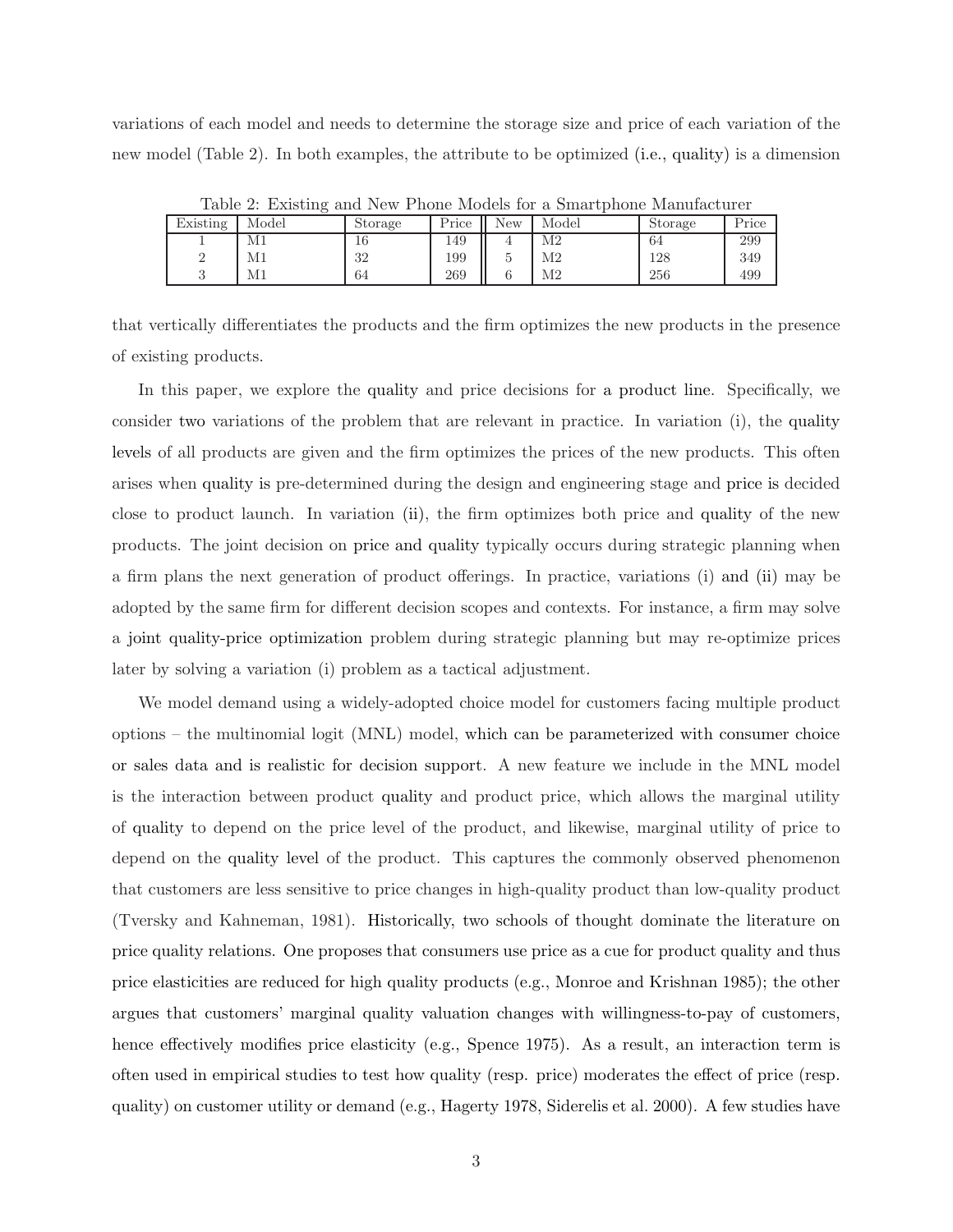variations of each model and needs to determine the storage size and price of each variation of the new model (Table 2). In both examples, the attribute to be optimized (i.e., quality) is a dimension

Table 2: Existing and New Phone Models for a Smartphone Manufacturer

| Existing | Model | Storage | Price | New | Model | Storage | Price |
|---|---|---|---|---|---|---|---|
| 1 | M1 | 16 | 149 | 4 | M2 | 64 | 299 |
| 2 | M1 | 32 | 199 | 5 | M2 | 128 | 349 |
| 3 | M1 | 64 | 269 | 6 | M2 | 256 | 499 |

that vertically differentiates the products and the firm optimizes the new products in the presence of existing products.

In this paper, we explore the quality and price decisions for a product line. Specifically, we consider two variations of the problem that are relevant in practice. In variation (i), the quality levels of all products are given and the firm optimizes the prices of the new products. This often arises when quality is pre-determined during the design and engineering stage and price is decided close to product launch. In variation (ii), the firm optimizes both price and quality of the new products. The joint decision on price and quality typically occurs during strategic planning when a firm plans the next generation of product offerings. In practice, variations (i) and (ii) may be adopted by the same firm for different decision scopes and contexts. For instance, a firm may solve a joint quality-price optimization problem during strategic planning but may re-optimize prices later by solving a variation (i) problem as a tactical adjustment.

We model demand using a widely-adopted choice model for customers facing multiple product options – the multinomial logit (MNL) model, which can be parameterized with consumer choice or sales data and is realistic for decision support. A new feature we include in the MNL model is the interaction between product quality and product price, which allows the marginal utility of quality to depend on the price level of the product, and likewise, marginal utility of price to depend on the quality level of the product. This captures the commonly observed phenomenon that customers are less sensitive to price changes in high-quality product than low-quality product (Tversky and Kahneman, 1981). Historically, two schools of thought dominate the literature on price quality relations. One proposes that consumers use price as a cue for product quality and thus price elasticities are reduced for high quality products (e.g., Monroe and Krishnan 1985); the other argues that customers' marginal quality valuation changes with willingness-to-pay of customers, hence effectively modifies price elasticity (e.g., Spence 1975). As a result, an interaction term is often used in empirical studies to test how quality (resp. price) moderates the effect of price (resp. quality) on customer utility or demand (e.g., Hagerty 1978, Siderelis et al. 2000). A few studies have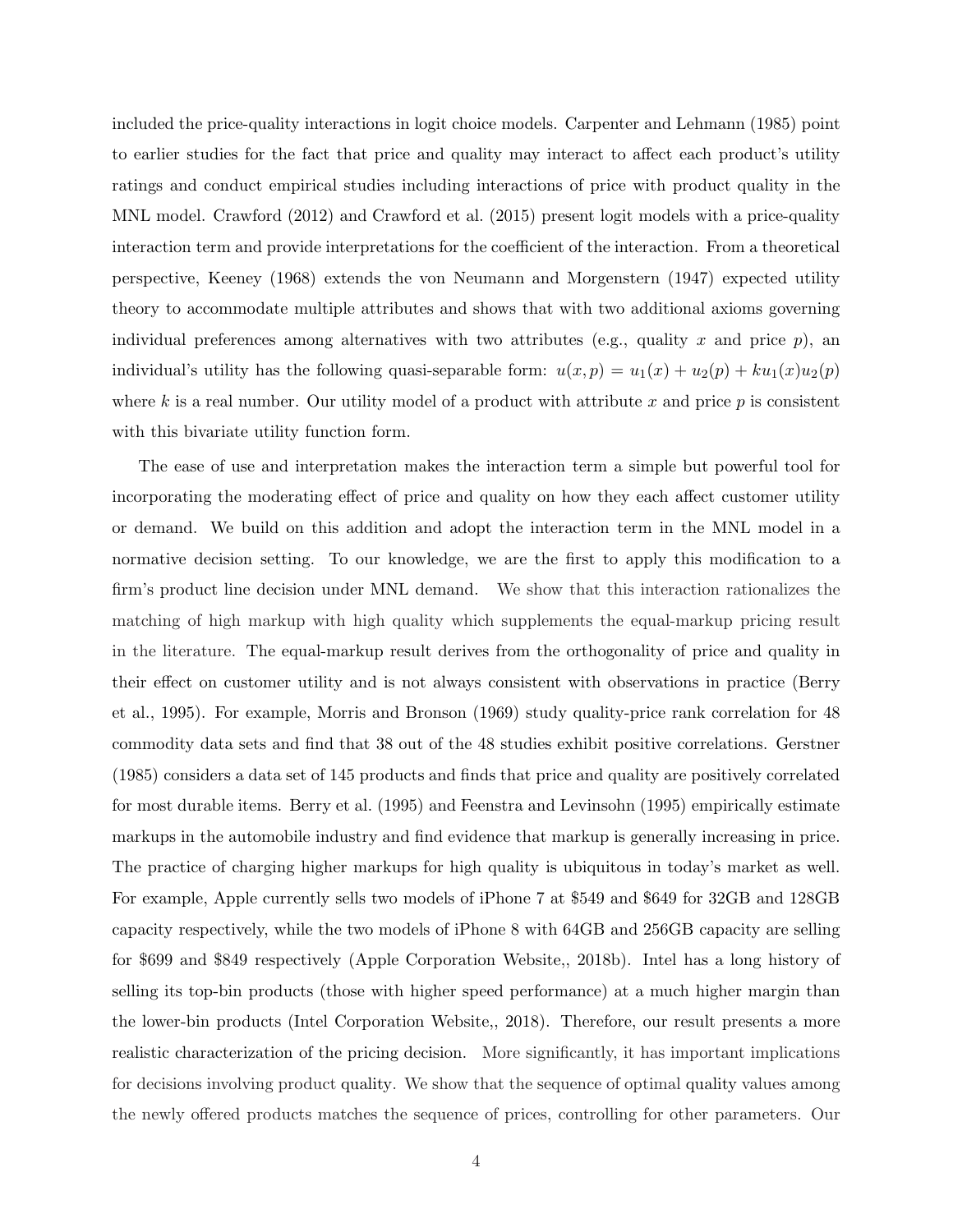included the price-quality interactions in logit choice models. Carpenter and Lehmann (1985) point to earlier studies for the fact that price and quality may interact to affect each product's utility ratings and conduct empirical studies including interactions of price with product quality in the MNL model. Crawford (2012) and Crawford et al. (2015) present logit models with a price-quality interaction term and provide interpretations for the coefficient of the interaction. From a theoretical perspective, Keeney (1968) extends the von Neumann and Morgenstern (1947) expected utility theory to accommodate multiple attributes and shows that with two additional axioms governing individual preferences among alternatives with two attributes (e.g., quality $x$ and price $p$), an individual's utility has the following quasi-separable form: $u(x, p) = u_1(x) + u_2(p) + ku_1(x)u_2(p)$ where $k$ is a real number. Our utility model of a product with attribute $x$ and price $p$ is consistent with this bivariate utility function form.

The ease of use and interpretation makes the interaction term a simple but powerful tool for incorporating the moderating effect of price and quality on how they each affect customer utility or demand. We build on this addition and adopt the interaction term in the MNL model in a normative decision setting. To our knowledge, we are the first to apply this modification to a firm's product line decision under MNL demand. We show that this interaction rationalizes the matching of high markup with high quality which supplements the equal-markup pricing result in the literature. The equal-markup result derives from the orthogonality of price and quality in their effect on customer utility and is not always consistent with observations in practice (Berry et al., 1995). For example, Morris and Bronson (1969) study quality-price rank correlation for 48 commodity data sets and find that 38 out of the 48 studies exhibit positive correlations. Gerstner (1985) considers a data set of 145 products and finds that price and quality are positively correlated for most durable items. Berry et al. (1995) and Feenstra and Levinsohn (1995) empirically estimate markups in the automobile industry and find evidence that markup is generally increasing in price. The practice of charging higher markups for high quality is ubiquitous in today's market as well. For example, Apple currently sells two models of iPhone 7 at \$549 and \$649 for 32GB and 128GB capacity respectively, while the two models of iPhone 8 with 64GB and 256GB capacity are selling for \$699 and \$849 respectively (Apple Corporation Website,, 2018b). Intel has a long history of selling its top-bin products (those with higher speed performance) at a much higher margin than the lower-bin products (Intel Corporation Website,, 2018). Therefore, our result presents a more realistic characterization of the pricing decision. More significantly, it has important implications for decisions involving product quality. We show that the sequence of optimal quality values among the newly offered products matches the sequence of prices, controlling for other parameters. Our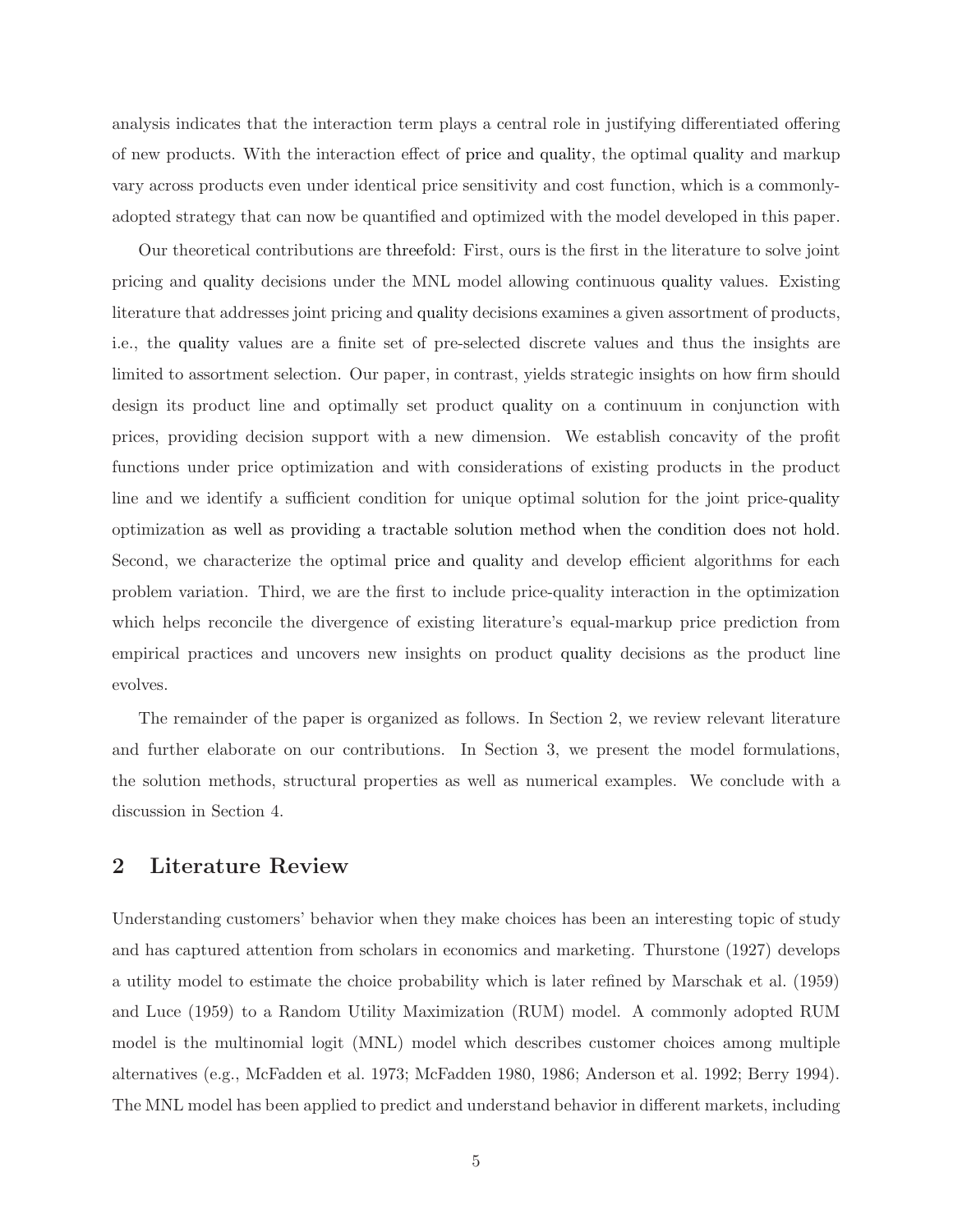analysis indicates that the interaction term plays a central role in justifying differentiated offering of new products. With the interaction effect of price and quality, the optimal quality and markup vary across products even under identical price sensitivity and cost function, which is a commonly-adopted strategy that can now be quantified and optimized with the model developed in this paper.

Our theoretical contributions are threefold: First, ours is the first in the literature to solve joint pricing and quality decisions under the MNL model allowing continuous quality values. Existing literature that addresses joint pricing and quality decisions examines a given assortment of products, i.e., the quality values are a finite set of pre-selected discrete values and thus the insights are limited to assortment selection. Our paper, in contrast, yields strategic insights on how firm should design its product line and optimally set product quality on a continuum in conjunction with prices, providing decision support with a new dimension. We establish concavity of the profit functions under price optimization and with considerations of existing products in the product line and we identify a sufficient condition for unique optimal solution for the joint price-quality optimization as well as providing a tractable solution method when the condition does not hold. Second, we characterize the optimal price and quality and develop efficient algorithms for each problem variation. Third, we are the first to include price-quality interaction in the optimization which helps reconcile the divergence of existing literature's equal-markup price prediction from empirical practices and uncovers new insights on product quality decisions as the product line evolves.

The remainder of the paper is organized as follows. In Section 2, we review relevant literature and further elaborate on our contributions. In Section 3, we present the model formulations, the solution methods, structural properties as well as numerical examples. We conclude with a discussion in Section 4.

## 2 Literature Review

Understanding customers' behavior when they make choices has been an interesting topic of study and has captured attention from scholars in economics and marketing. Thurstone (1927) develops a utility model to estimate the choice probability which is later refined by Marschak et al. (1959) and Luce (1959) to a Random Utility Maximization (RUM) model. A commonly adopted RUM model is the multinomial logit (MNL) model which describes customer choices among multiple alternatives (e.g., McFadden et al. 1973; McFadden 1980, 1986; Anderson et al. 1992; Berry 1994). The MNL model has been applied to predict and understand behavior in different markets, including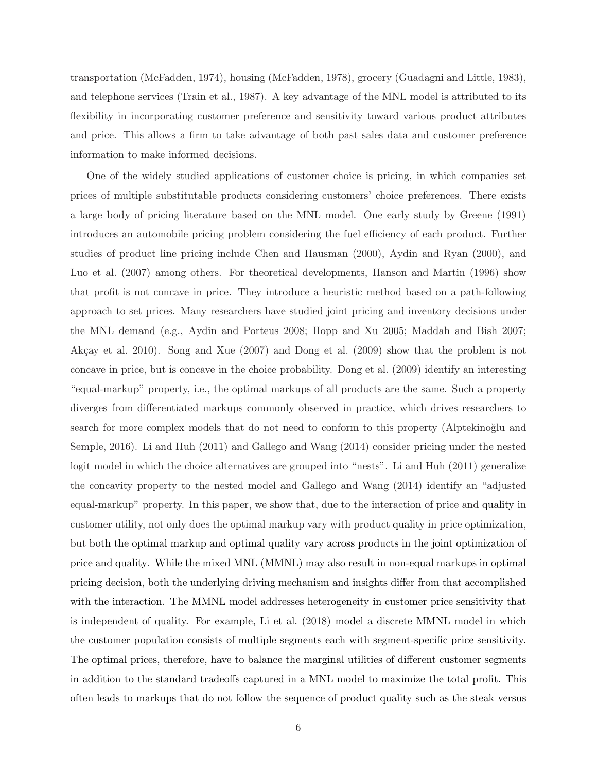transportation (McFadden, 1974), housing (McFadden, 1978), grocery (Guadagni and Little, 1983), and telephone services (Train et al., 1987). A key advantage of the MNL model is attributed to its flexibility in incorporating customer preference and sensitivity toward various product attributes and price. This allows a firm to take advantage of both past sales data and customer preference information to make informed decisions.

One of the widely studied applications of customer choice is pricing, in which companies set prices of multiple substitutable products considering customers' choice preferences. There exists a large body of pricing literature based on the MNL model. One early study by Greene (1991) introduces an automobile pricing problem considering the fuel efficiency of each product. Further studies of product line pricing include Chen and Hausman (2000), Aydin and Ryan (2000), and Luo et al. (2007) among others. For theoretical developments, Hanson and Martin (1996) show that profit is not concave in price. They introduce a heuristic method based on a path-following approach to set prices. Many researchers have studied joint pricing and inventory decisions under the MNL demand (e.g., Aydin and Porteus 2008; Hopp and Xu 2005; Maddah and Bish 2007; Akçay et al. 2010). Song and Xue (2007) and Dong et al. (2009) show that the problem is not concave in price, but is concave in the choice probability. Dong et al. (2009) identify an interesting "equal-markup" property, i.e., the optimal markups of all products are the same. Such a property diverges from differentiated markups commonly observed in practice, which drives researchers to search for more complex models that do not need to conform to this property (Alptekinoğlu and Semple, 2016). Li and Huh (2011) and Gallego and Wang (2014) consider pricing under the nested logit model in which the choice alternatives are grouped into "nests". Li and Huh (2011) generalize the concavity property to the nested model and Gallego and Wang (2014) identify an "adjusted equal-markup" property. In this paper, we show that, due to the interaction of price and quality in customer utility, not only does the optimal markup vary with product quality in price optimization, but both the optimal markup and optimal quality vary across products in the joint optimization of price and quality. While the mixed MNL (MMNL) may also result in non-equal markups in optimal pricing decision, both the underlying driving mechanism and insights differ from that accomplished with the interaction. The MMNL model addresses heterogeneity in customer price sensitivity that is independent of quality. For example, Li et al. (2018) model a discrete MMNL model in which the customer population consists of multiple segments each with segment-specific price sensitivity. The optimal prices, therefore, have to balance the marginal utilities of different customer segments in addition to the standard tradeoffs captured in a MNL model to maximize the total profit. This often leads to markups that do not follow the sequence of product quality such as the steak versus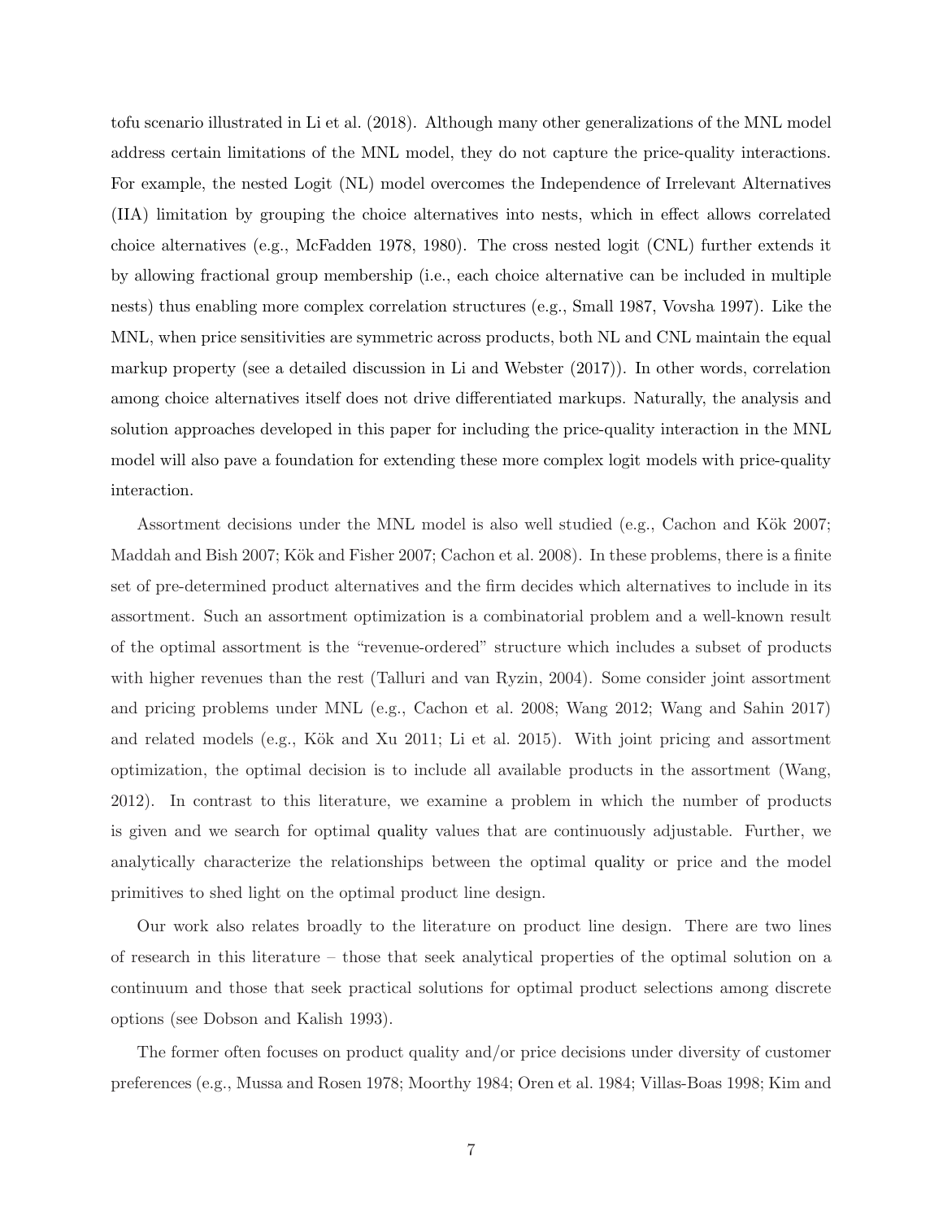tofu scenario illustrated in Li et al. (2018). Although many other generalizations of the MNL model address certain limitations of the MNL model, they do not capture the price-quality interactions. For example, the nested Logit (NL) model overcomes the Independence of Irrelevant Alternatives (IIA) limitation by grouping the choice alternatives into nests, which in effect allows correlated choice alternatives (e.g., McFadden 1978, 1980). The cross nested logit (CNL) further extends it by allowing fractional group membership (i.e., each choice alternative can be included in multiple nests) thus enabling more complex correlation structures (e.g., Small 1987, Vovsha 1997). Like the MNL, when price sensitivities are symmetric across products, both NL and CNL maintain the equal markup property (see a detailed discussion in Li and Webster (2017)). In other words, correlation among choice alternatives itself does not drive differentiated markups. Naturally, the analysis and solution approaches developed in this paper for including the price-quality interaction in the MNL model will also pave a foundation for extending these more complex logit models with price-quality interaction.

Assortment decisions under the MNL model is also well studied (e.g., Cachon and Kök 2007; Maddah and Bish 2007; Kök and Fisher 2007; Cachon et al. 2008). In these problems, there is a finite set of pre-determined product alternatives and the firm decides which alternatives to include in its assortment. Such an assortment optimization is a combinatorial problem and a well-known result of the optimal assortment is the "revenue-ordered" structure which includes a subset of products with higher revenues than the rest (Talluri and van Ryzin, 2004). Some consider joint assortment and pricing problems under MNL (e.g., Cachon et al. 2008; Wang 2012; Wang and Sahin 2017) and related models (e.g., Kök and Xu 2011; Li et al. 2015). With joint pricing and assortment optimization, the optimal decision is to include all available products in the assortment (Wang, 2012). In contrast to this literature, we examine a problem in which the number of products is given and we search for optimal quality values that are continuously adjustable. Further, we analytically characterize the relationships between the optimal quality or price and the model primitives to shed light on the optimal product line design.

Our work also relates broadly to the literature on product line design. There are two lines of research in this literature – those that seek analytical properties of the optimal solution on a continuum and those that seek practical solutions for optimal product selections among discrete options (see Dobson and Kalish 1993).

The former often focuses on product quality and/or price decisions under diversity of customer preferences (e.g., Mussa and Rosen 1978; Moorthy 1984; Oren et al. 1984; Villas-Boas 1998; Kim and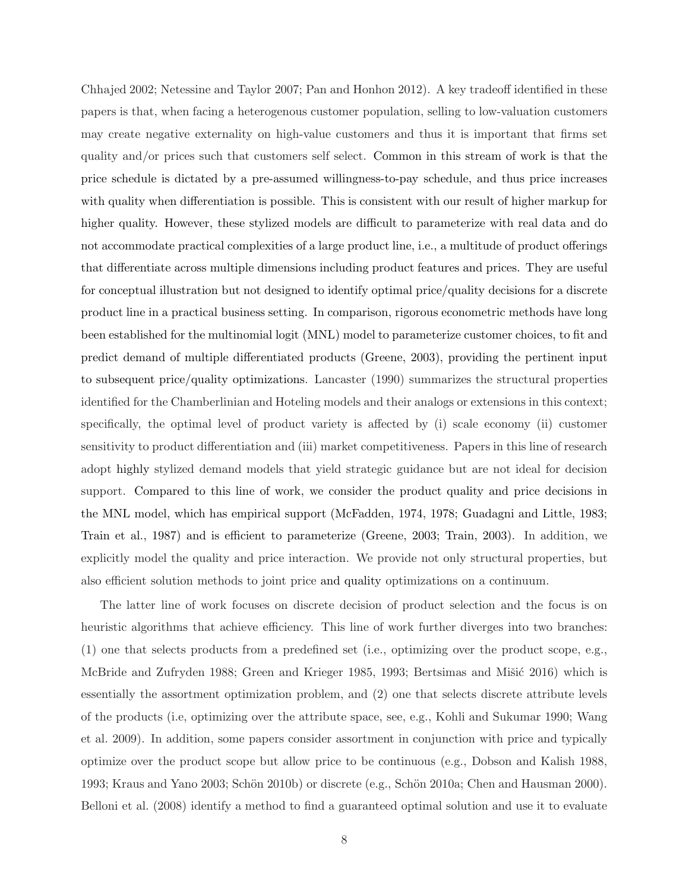Chhajed 2002; Netessine and Taylor 2007; Pan and Honhon 2012). A key tradeoff identified in these papers is that, when facing a heterogenous customer population, selling to low-valuation customers may create negative externality on high-value customers and thus it is important that firms set quality and/or prices such that customers self select. Common in this stream of work is that the price schedule is dictated by a pre-assumed willingness-to-pay schedule, and thus price increases with quality when differentiation is possible. This is consistent with our result of higher markup for higher quality. However, these stylized models are difficult to parameterize with real data and do not accommodate practical complexities of a large product line, i.e., a multitude of product offerings that differentiate across multiple dimensions including product features and prices. They are useful for conceptual illustration but not designed to identify optimal price/quality decisions for a discrete product line in a practical business setting. In comparison, rigorous econometric methods have long been established for the multinomial logit (MNL) model to parameterize customer choices, to fit and predict demand of multiple differentiated products (Greene, 2003), providing the pertinent input to subsequent price/quality optimizations. Lancaster (1990) summarizes the structural properties identified for the Chamberlinian and Hoteling models and their analogs or extensions in this context; specifically, the optimal level of product variety is affected by (i) scale economy (ii) customer sensitivity to product differentiation and (iii) market competitiveness. Papers in this line of research adopt highly stylized demand models that yield strategic guidance but are not ideal for decision support. Compared to this line of work, we consider the product quality and price decisions in the MNL model, which has empirical support (McFadden, 1974, 1978; Guadagni and Little, 1983; Train et al., 1987) and is efficient to parameterize (Greene, 2003; Train, 2003). In addition, we explicitly model the quality and price interaction. We provide not only structural properties, but also efficient solution methods to joint price and quality optimizations on a continuum.

The latter line of work focuses on discrete decision of product selection and the focus is on heuristic algorithms that achieve efficiency. This line of work further diverges into two branches: (1) one that selects products from a predefined set (i.e., optimizing over the product scope, e.g., McBride and Zufryden 1988; Green and Krieger 1985, 1993; Bertsimas and Mišić 2016) which is essentially the assortment optimization problem, and (2) one that selects discrete attribute levels of the products (i.e, optimizing over the attribute space, see, e.g., Kohli and Sukumar 1990; Wang et al. 2009). In addition, some papers consider assortment in conjunction with price and typically optimize over the product scope but allow price to be continuous (e.g., Dobson and Kalish 1988, 1993; Kraus and Yano 2003; Schön 2010b) or discrete (e.g., Schön 2010a; Chen and Hausman 2000). Belloni et al. (2008) identify a method to find a guaranteed optimal solution and use it to evaluate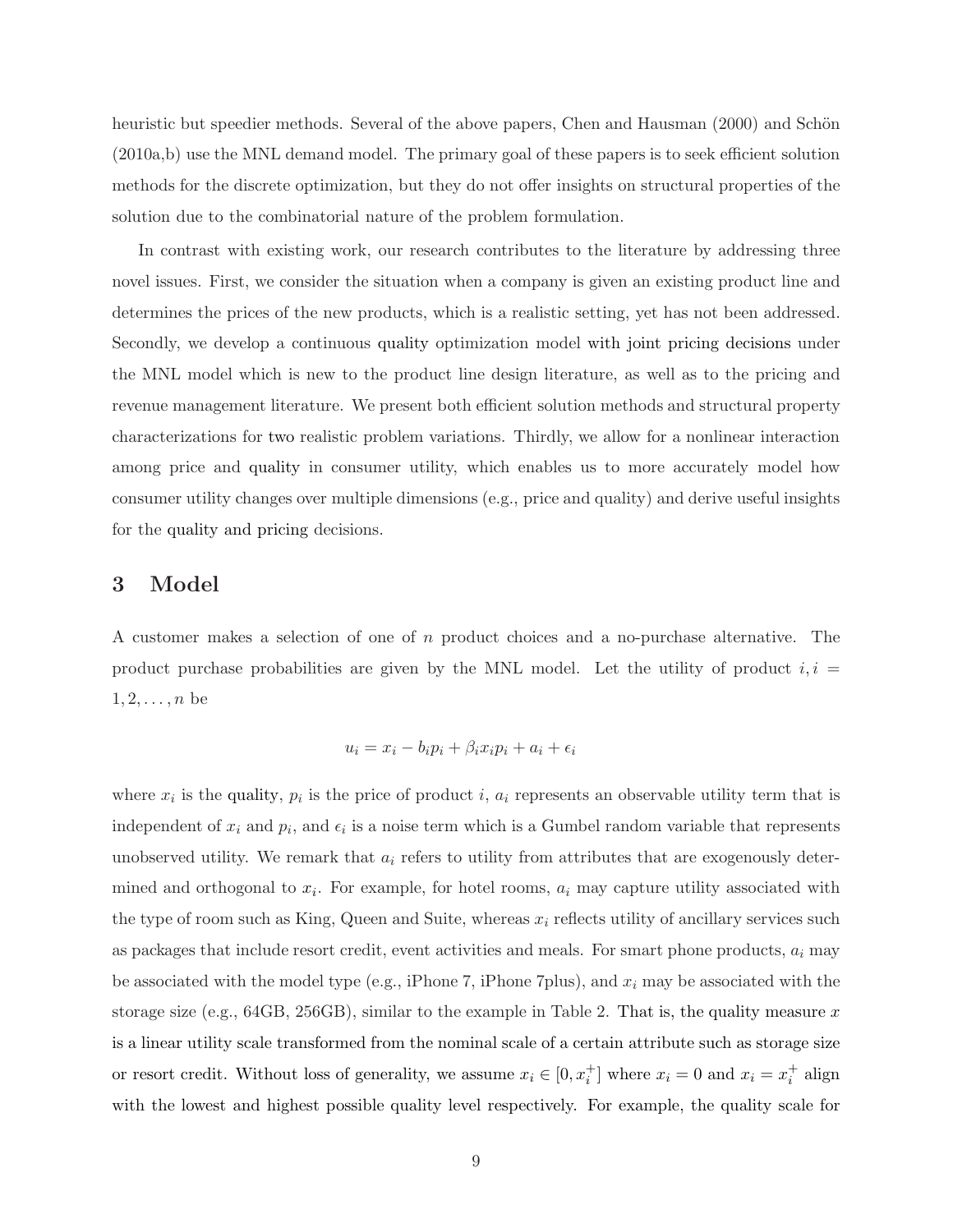heuristic but speedier methods. Several of the above papers, Chen and Hausman (2000) and Schön (2010a,b) use the MNL demand model. The primary goal of these papers is to seek efficient solution methods for the discrete optimization, but they do not offer insights on structural properties of the solution due to the combinatorial nature of the problem formulation.

In contrast with existing work, our research contributes to the literature by addressing three novel issues. First, we consider the situation when a company is given an existing product line and determines the prices of the new products, which is a realistic setting, yet has not been addressed. Secondly, we develop a continuous quality optimization model with joint pricing decisions under the MNL model which is new to the product line design literature, as well as to the pricing and revenue management literature. We present both efficient solution methods and structural property characterizations for two realistic problem variations. Thirdly, we allow for a nonlinear interaction among price and quality in consumer utility, which enables us to more accurately model how consumer utility changes over multiple dimensions (e.g., price and quality) and derive useful insights for the quality and pricing decisions.

# 3 Model

A customer makes a selection of one of $n$ product choices and a no-purchase alternative. The product purchase probabilities are given by the MNL model. Let the utility of product $i, i = 1, 2, \ldots, n$ be

$$u_i = x_i - b_i p_i + \beta_i x_i p_i + a_i + \epsilon_i$$

where $x_i$ is the quality, $p_i$ is the price of product $i$, $a_i$ represents an observable utility term that is independent of $x_i$ and $p_i$, and $\epsilon_i$ is a noise term which is a Gumbel random variable that represents unobserved utility. We remark that $a_i$ refers to utility from attributes that are exogenously determined and orthogonal to $x_i$. For example, for hotel rooms, $a_i$ may capture utility associated with the type of room such as King, Queen and Suite, whereas $x_i$ reflects utility of ancillary services such as packages that include resort credit, event activities and meals. For smart phone products, $a_i$ may be associated with the model type (e.g., iPhone 7, iPhone 7plus), and $x_i$ may be associated with the storage size (e.g., 64GB, 256GB), similar to the example in Table 2. That is, the quality measure $x$ is a linear utility scale transformed from the nominal scale of a certain attribute such as storage size or resort credit. Without loss of generality, we assume $x_i \in [0, x_i^+]$ where $x_i = 0$ and $x_i = x_i^+$ align with the lowest and highest possible quality level respectively. For example, the quality scale for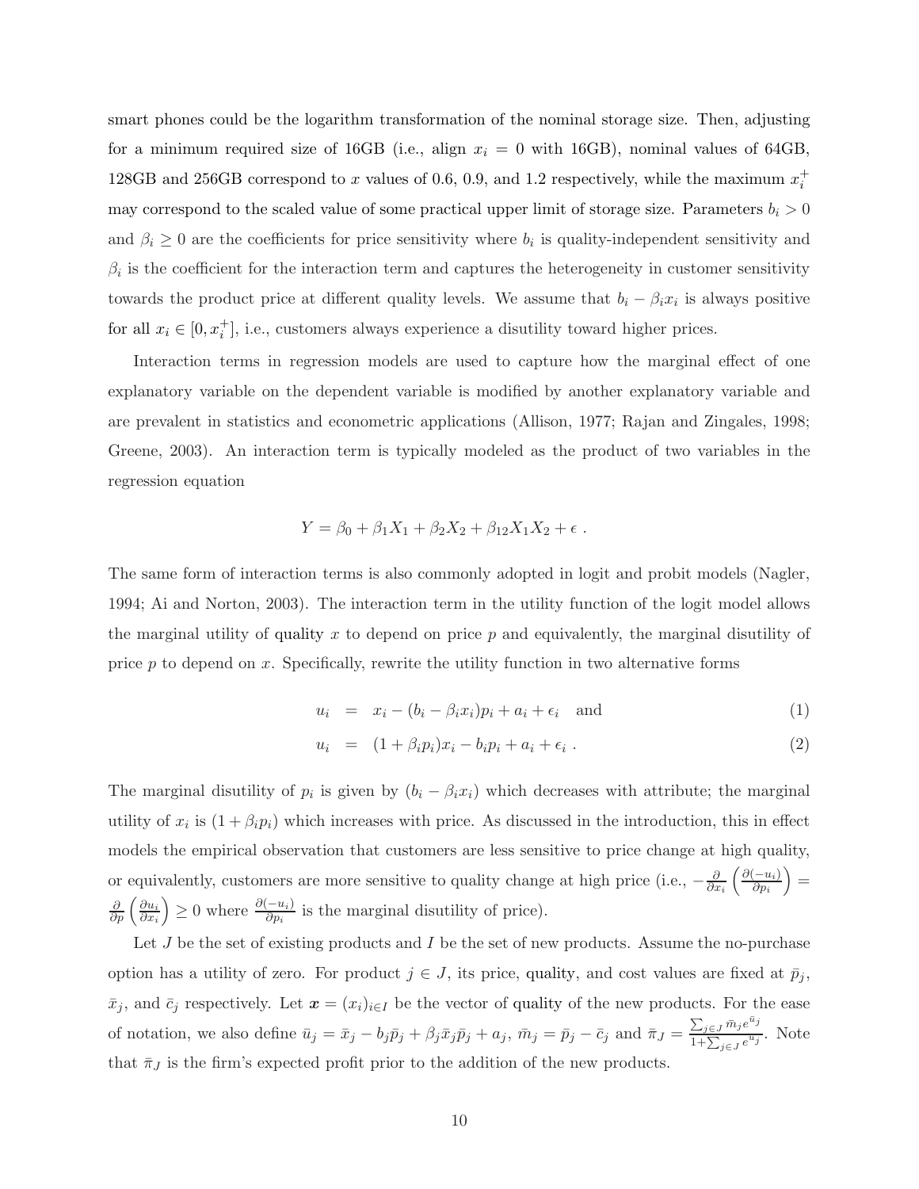smart phones could be the logarithm transformation of the nominal storage size. Then, adjusting for a minimum required size of 16GB (i.e., align $x_i = 0$ with 16GB), nominal values of 64GB, 128GB and 256GB correspond to $x$ values of 0.6, 0.9, and 1.2 respectively, while the maximum $x_i^+$ may correspond to the scaled value of some practical upper limit of storage size. Parameters $b_i > 0$ and $\beta_i \geq 0$ are the coefficients for price sensitivity where $b_i$ is quality-independent sensitivity and $\beta_i$ is the coefficient for the interaction term and captures the heterogeneity in customer sensitivity towards the product price at different quality levels. We assume that $b_i - \beta_i x_i$ is always positive for all $x_i \in [0, x_i^+]$, i.e., customers always experience a disutility toward higher prices.

Interaction terms in regression models are used to capture how the marginal effect of one explanatory variable on the dependent variable is modified by another explanatory variable and are prevalent in statistics and econometric applications (Allison, 1977; Rajan and Zingales, 1998; Greene, 2003). An interaction term is typically modeled as the product of two variables in the regression equation

$$Y = \beta_0 + \beta_1 X_1 + \beta_2 X_2 + \beta_{12} X_1 X_2 + \epsilon \ .$$

The same form of interaction terms is also commonly adopted in logit and probit models (Nagler, 1994; Ai and Norton, 2003). The interaction term in the utility function of the logit model allows the marginal utility of quality $x$ to depend on price $p$ and equivalently, the marginal disutility of price $p$ to depend on $x$. Specifically, rewrite the utility function in two alternative forms

$$u_i = x_i - (b_i - \beta_i x_i)p_i + a_i + \epsilon_i \quad \text{and} \tag{1}$$

$$u_i = (1 + \beta_i p_i)x_i - b_i p_i + a_i + \epsilon_i \ . \tag{2}$$

The marginal disutility of $p_i$ is given by $(b_i - \beta_i x_i)$ which decreases with attribute; the marginal utility of $x_i$ is $(1 + \beta_i p_i)$ which increases with price. As discussed in the introduction, this in effect models the empirical observation that customers are less sensitive to price change at high quality, or equivalently, customers are more sensitive to quality change at high price (i.e., $-\frac{\partial}{\partial x_i}\left(\frac{\partial(-u_i)}{\partial p_i}\right) = \frac{\partial}{\partial p}\left(\frac{\partial u_i}{\partial x_i}\right) \geq 0$ where $\frac{\partial(-u_i)}{\partial p_i}$ is the marginal disutility of price).

Let $J$ be the set of existing products and $I$ be the set of new products. Assume the no-purchase option has a utility of zero. For product $j \in J$, its price, quality, and cost values are fixed at $\bar{p}_j$, $\bar{x}_j$, and $\bar{c}_j$ respectively. Let $\boldsymbol{x} = (x_i)_{i \in I}$ be the vector of quality of the new products. For the ease of notation, we also define $\bar{u}_j = \bar{x}_j - b_j \bar{p}_j + \beta_j \bar{x}_j \bar{p}_j + a_j$, $\bar{m}_j = \bar{p}_j - \bar{c}_j$ and $\bar{\pi}_J = \frac{\sum_{j \in J} \bar{m}_j e^{\bar{u}_j}}{1 + \sum_{j \in J} e^{\bar{u}_j}}$. Note that $\bar{\pi}_J$ is the firm's expected profit prior to the addition of the new products.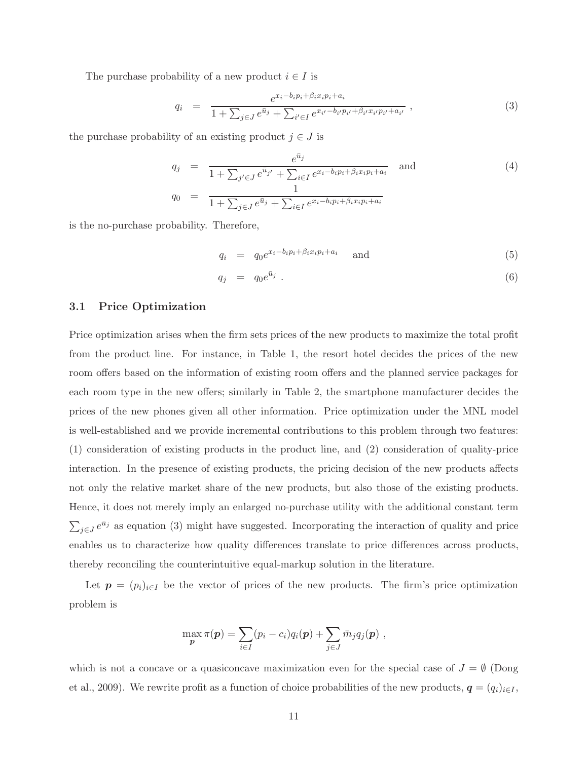The purchase probability of a new product $i \in I$ is

$$q_i = \frac{e^{x_i - b_i p_i + \beta_i x_i p_i + a_i}}{1 + \sum_{j \in J} e^{\bar{u}_j} + \sum_{i' \in I} e^{x_{i'} - b_{i'} p_{i'} + \beta_{i'} x_{i'} p_{i'} + a_{i'}}} \ , \tag{3}$$

the purchase probability of an existing product $j \in J$ is

$$q_j = \frac{e^{\bar{u}_j}}{1 + \sum_{j' \in J} e^{\bar{u}_{j'}} + \sum_{i \in I} e^{x_i - b_i p_i + \beta_i x_i p_i + a_i}} \quad \text{and} \tag{4}$$

$$q_0 = \frac{1}{1 + \sum_{j \in J} e^{\bar{u}_j} + \sum_{i \in I} e^{x_i - b_i p_i + \beta_i x_i p_i + a_i}}$$

is the no-purchase probability. Therefore,

$$q_i = q_0 e^{x_i - b_i p_i + \beta_i x_i p_i + a_i} \quad \text{and} \tag{5}$$

$$q_j = q_0 e^{\bar{u}_j} \ . \tag{6}$$

### 3.1 Price Optimization

Price optimization arises when the firm sets prices of the new products to maximize the total profit from the product line. For instance, in Table 1, the resort hotel decides the prices of the new room offers based on the information of existing room offers and the planned service packages for each room type in the new offers; similarly in Table 2, the smartphone manufacturer decides the prices of the new phones given all other information. Price optimization under the MNL model is well-established and we provide incremental contributions to this problem through two features: (1) consideration of existing products in the product line, and (2) consideration of quality-price interaction. In the presence of existing products, the pricing decision of the new products affects not only the relative market share of the new products, but also those of the existing products. Hence, it does not merely imply an enlarged no-purchase utility with the additional constant term $\sum_{j \in J} e^{\bar{u}_j}$ as equation (3) might have suggested. Incorporating the interaction of quality and price enables us to characterize how quality differences translate to price differences across products, thereby reconciling the counterintuitive equal-markup solution in the literature.

Let $\boldsymbol{p} = (p_i)_{i \in I}$ be the vector of prices of the new products. The firm's price optimization problem is

$$\max_{\boldsymbol{p}} \pi(\boldsymbol{p}) = \sum_{i \in I} (p_i - c_i) q_i(\boldsymbol{p}) + \sum_{j \in J} \bar{m}_j q_j(\boldsymbol{p}) \ ,$$

which is not a concave or a quasiconcave maximization even for the special case of $J = \emptyset$ (Dong et al., 2009). We rewrite profit as a function of choice probabilities of the new products, $\boldsymbol{q} = (q_i)_{i \in I}$,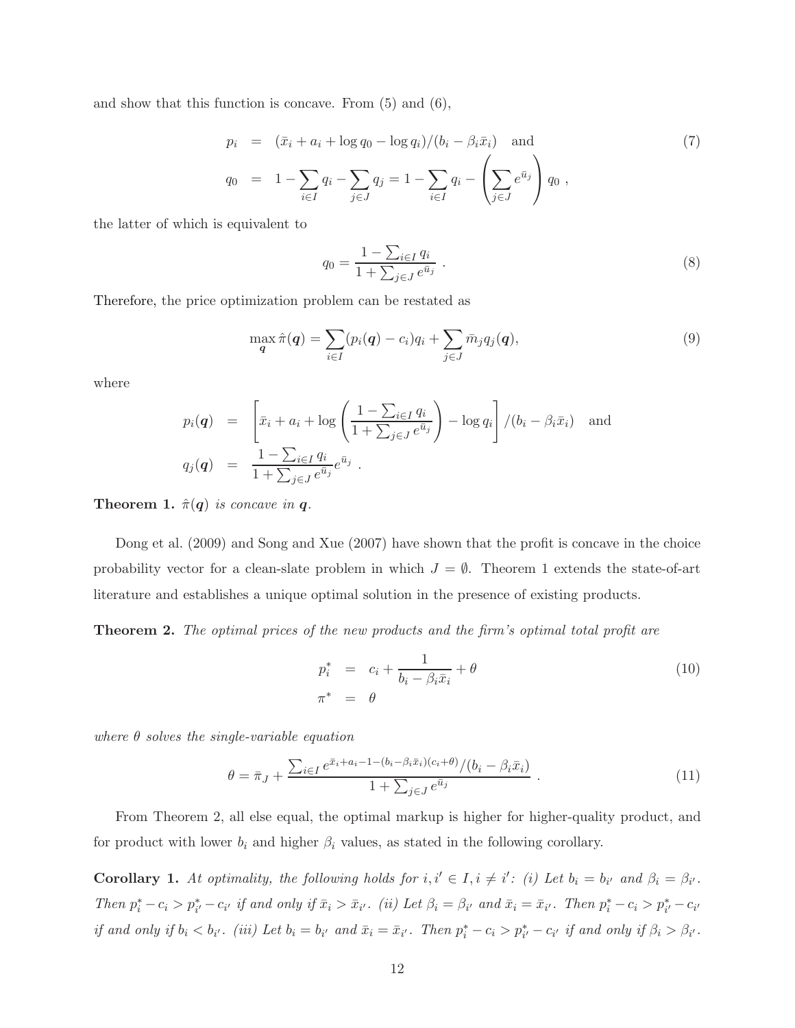and show that this function is concave. From (5) and (6),

$$
\begin{aligned}
p_i &= (\bar{x}_i + a_i + \log q_0 - \log q_i)/(b_i - \beta_i \bar{x}_i) \quad \text{and} \\
q_0 &= 1 - \sum_{i \in I} q_i - \sum_{j \in J} q_j = 1 - \sum_{i \in I} q_i - \left( \sum_{j \in J} e^{\bar{u}_j} \right) q_0 \ ,
\end{aligned} \tag{7}
$$

the latter of which is equivalent to

$$
q_0 = \frac{1 - \sum_{i \in I} q_i}{1 + \sum_{j \in J} e^{\bar{u}_j}} \ . \tag{8}
$$

Therefore, the price optimization problem can be restated as

$$
\max_{\boldsymbol{q}} \hat{\pi}(\boldsymbol{q}) = \sum_{i \in I} (p_i(\boldsymbol{q}) - c_i) q_i + \sum_{j \in J} \bar{m}_j q_j(\boldsymbol{q}), \tag{9}
$$

where

$$
\begin{aligned}
p_i(\boldsymbol{q}) &= \left[ \bar{x}_i + a_i + \log \left( \frac{1 - \sum_{i \in I} q_i}{1 + \sum_{j \in J} e^{\bar{u}_j}} \right) - \log q_i \right] / (b_i - \beta_i \bar{x}_i) \quad \text{and} \\
q_j(\boldsymbol{q}) &= \frac{1 - \sum_{i \in I} q_i}{1 + \sum_{j \in J} e^{\bar{u}_j}} e^{\bar{u}_j} \ .
\end{aligned}
$$

**Theorem 1.** *$\hat{\pi}(\boldsymbol{q})$ is concave in $\boldsymbol{q}$.*

Dong et al. (2009) and Song and Xue (2007) have shown that the profit is concave in the choice probability vector for a clean-slate problem in which $J = \emptyset$. Theorem 1 extends the state-of-art literature and establishes a unique optimal solution in the presence of existing products.

**Theorem 2.** *The optimal prices of the new products and the firm's optimal total profit are*

$$
\begin{aligned}
p_i^* &= c_i + \frac{1}{b_i - \beta_i \bar{x}_i} + \theta \\
\pi^* &= \theta
\end{aligned} \tag{10}
$$

*where $\theta$ solves the single-variable equation*

$$
\theta = \bar{\pi}_J + \frac{\sum_{i \in I} e^{\bar{x}_i + a_i - 1 - (b_i - \beta_i \bar{x}_i)(c_i + \theta)} / (b_i - \beta_i \bar{x}_i)}{1 + \sum_{j \in J} e^{\bar{u}_j}} \ . \tag{11}
$$

From Theorem 2, all else equal, the optimal markup is higher for higher-quality product, and for product with lower $b_i$ and higher $\beta_i$ values, as stated in the following corollary.

**Corollary 1.** *At optimality, the following holds for $i, i' \in I, i \neq i'$: (i) Let $b_i = b_{i'}$ and $\beta_i = \beta_{i'}$. Then $p_i^* - c_i > p_{i'}^* - c_{i'}$ if and only if $\bar{x}_i > \bar{x}_{i'}$. (ii) Let $\beta_i = \beta_{i'}$ and $\bar{x}_i = \bar{x}_{i'}$. Then $p_i^* - c_i > p_{i'}^* - c_{i'}$ if and only if $b_i < b_{i'}$. (iii) Let $b_i = b_{i'}$ and $\bar{x}_i = \bar{x}_{i'}$. Then $p_i^* - c_i > p_{i'}^* - c_{i'}$ if and only if $\beta_i > \beta_{i'}$.*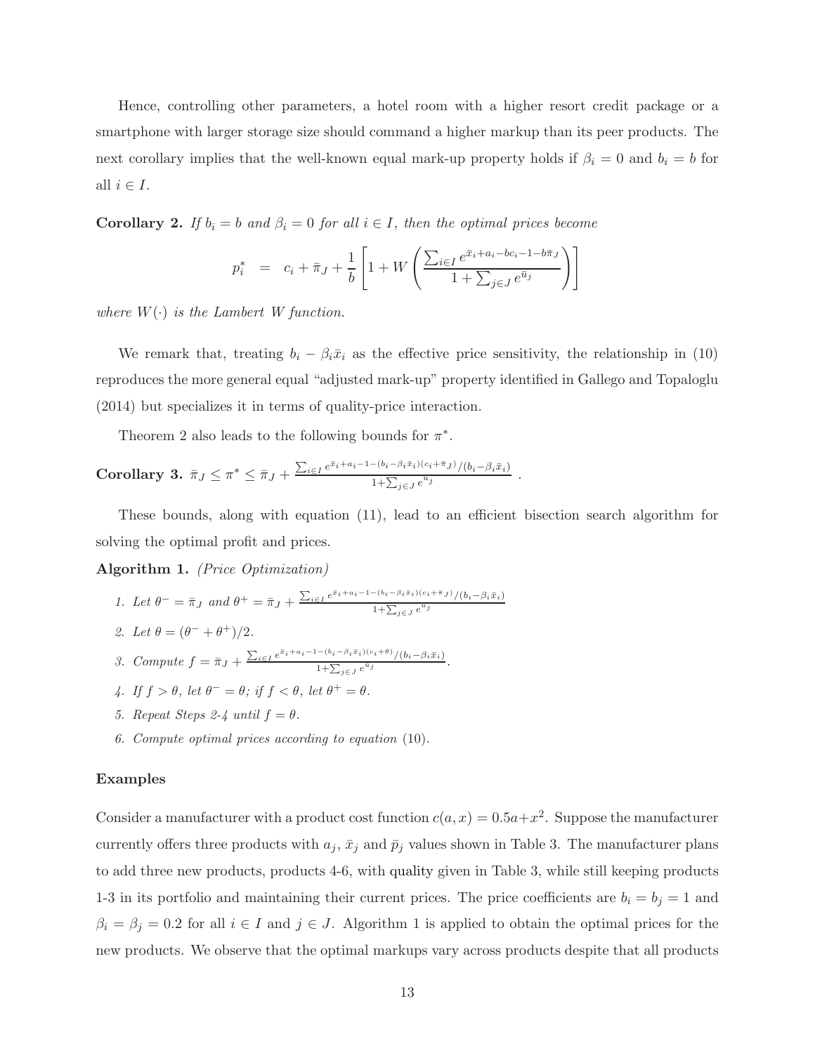Hence, controlling other parameters, a hotel room with a higher resort credit package or a smartphone with larger storage size should command a higher markup than its peer products. The next corollary implies that the well-known equal mark-up property holds if $\beta_i = 0$ and $b_i = b$ for all $i \in I$.

**Corollary 2.** *If $b_i = b$ and $\beta_i = 0$ for all $i \in I$, then the optimal prices become*

$$p_i^* \;\; = \;\; c_i + \bar{\pi}_J + \frac{1}{b}\left[1 + W\left(\frac{\sum_{i\in I} e^{\bar{x}_i + a_i - bc_i - 1 - b\bar{\pi}_J}}{1 + \sum_{j\in J} e^{\bar{u}_j}}\right)\right]$$

*where $W(\cdot)$ is the Lambert W function.*

We remark that, treating $b_i - \beta_i \bar{x}_i$ as the effective price sensitivity, the relationship in (10) reproduces the more general equal "adjusted mark-up" property identified in Gallego and Topaloglu (2014) but specializes it in terms of quality-price interaction.

Theorem 2 also leads to the following bounds for $\pi^*$.

**Corollary 3.** $\bar{\pi}_J \le \pi^* \le \bar{\pi}_J + \frac{\sum_{i\in I} e^{\bar{x}_i + a_i - 1 - (b_i - \beta_i \bar{x}_i)(c_i + \bar{\pi}_J)}/(b_i - \beta_i \bar{x}_i)}{1 + \sum_{j\in J} e^{u_j}}$ .

These bounds, along with equation (11), lead to an efficient bisection search algorithm for solving the optimal profit and prices.

**Algorithm 1.** *(Price Optimization)*

1. *Let $\theta^- = \bar{\pi}_J$ and $\theta^+ = \bar{\pi}_J + \frac{\sum_{i\in I} e^{\bar{x}_i + a_i - 1 - (b_i - \beta_i \bar{x}_i)(c_i + \bar{\pi}_J)}/(b_i - \beta_i \bar{x}_i)}{1 + \sum_{j\in J} e^{\bar{u}_j}}$*
2. *Let $\theta = (\theta^- + \theta^+)/2$.*
3. *Compute $f = \bar{\pi}_J + \frac{\sum_{i\in I} e^{\bar{x}_i + a_i - 1 - (b_i - \beta_i \bar{x}_i)(c_i + \theta)}/(b_i - \beta_i \bar{x}_i)}{1 + \sum_{j\in J} e^{\bar{u}_j}}$.*
4. *If $f > \theta$, let $\theta^- = \theta$; if $f < \theta$, let $\theta^+ = \theta$.*
5. *Repeat Steps 2-4 until $f = \theta$.*
6. *Compute optimal prices according to equation (10).*

### Examples

Consider a manufacturer with a product cost function $c(a, x) = 0.5a + x^2$. Suppose the manufacturer currently offers three products with $a_j$, $\bar{x}_j$ and $\bar{p}_j$ values shown in Table 3. The manufacturer plans to add three new products, products 4-6, with quality given in Table 3, while still keeping products 1-3 in its portfolio and maintaining their current prices. The price coefficients are $b_i = b_j = 1$ and $\beta_i = \beta_j = 0.2$ for all $i \in I$ and $j \in J$. Algorithm 1 is applied to obtain the optimal prices for the new products. We observe that the optimal markups vary across products despite that all products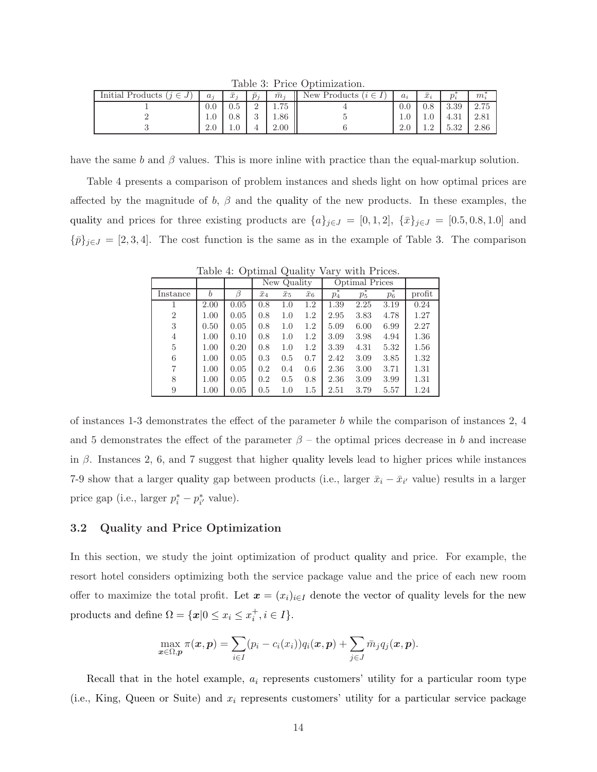Table 3: Price Optimization.

| Initial Products ($j \in J$) | $a_j$ | $\bar{x}_j$ | $\bar{p}_j$ | $\bar{m}_j$ | New Products ($i \in I$) | $a_i$ | $\bar{x}_i$ | $p_i^*$ | $m_i^*$ |
|---|---|---|---|---|---|---|---|---|---|
| 1 | 0.0 | 0.5 | 2 | 1.75 | 4 | 0.0 | 0.8 | 3.39 | 2.75 |
| 2 | 1.0 | 0.8 | 3 | 1.86 | 5 | 1.0 | 1.0 | 4.31 | 2.81 |
| 3 | 2.0 | 1.0 | 4 | 2.00 | 6 | 2.0 | 1.2 | 5.32 | 2.86 |

have the same $b$ and $\beta$ values. This is more inline with practice than the equal-markup solution.

Table 4 presents a comparison of problem instances and sheds light on how optimal prices are affected by the magnitude of $b$, $\beta$ and the quality of the new products. In these examples, the quality and prices for three existing products are $\{a\}_{j\in J} = [0, 1, 2]$, $\{\bar{x}\}_{j\in J} = [0.5, 0.8, 1.0]$ and $\{\bar{p}\}_{j\in J} = [2, 3, 4]$. The cost function is the same as in the example of Table 3. The comparison

Table 4: Optimal Quality Vary with Prices.

| | | | New Quality | | | Optimal Prices | | | |
|---|---|---|---|---|---|---|---|---|---|
| Instance | $b$ | $\beta$ | $\bar{x}_4$ | $\bar{x}_5$ | $\bar{x}_6$ | $p_4^*$ | $p_5^*$ | $p_6^*$ | profit |
| 1 | 2.00 | 0.05 | 0.8 | 1.0 | 1.2 | 1.39 | 2.25 | 3.19 | 0.24 |
| 2 | 1.00 | 0.05 | 0.8 | 1.0 | 1.2 | 2.95 | 3.83 | 4.78 | 1.27 |
| 3 | 0.50 | 0.05 | 0.8 | 1.0 | 1.2 | 5.09 | 6.00 | 6.99 | 2.27 |
| 4 | 1.00 | 0.10 | 0.8 | 1.0 | 1.2 | 3.09 | 3.98 | 4.94 | 1.36 |
| 5 | 1.00 | 0.20 | 0.8 | 1.0 | 1.2 | 3.39 | 4.31 | 5.32 | 1.56 |
| 6 | 1.00 | 0.05 | 0.3 | 0.5 | 0.7 | 2.42 | 3.09 | 3.85 | 1.32 |
| 7 | 1.00 | 0.05 | 0.2 | 0.4 | 0.6 | 2.36 | 3.00 | 3.71 | 1.31 |
| 8 | 1.00 | 0.05 | 0.2 | 0.5 | 0.8 | 2.36 | 3.09 | 3.99 | 1.31 |
| 9 | 1.00 | 0.05 | 0.5 | 1.0 | 1.5 | 2.51 | 3.79 | 5.57 | 1.24 |

of instances 1-3 demonstrates the effect of the parameter $b$ while the comparison of instances 2, 4 and 5 demonstrates the effect of the parameter $\beta$ – the optimal prices decrease in $b$ and increase in $\beta$. Instances 2, 6, and 7 suggest that higher quality levels lead to higher prices while instances 7-9 show that a larger quality gap between products (i.e., larger $\bar{x}_i - \bar{x}_{i'}$ value) results in a larger price gap (i.e., larger $p_i^* - p_{i'}^*$ value).

### 3.2 Quality and Price Optimization

In this section, we study the joint optimization of product quality and price. For example, the resort hotel considers optimizing both the service package value and the price of each new room offer to maximize the total profit. Let $\boldsymbol{x} = (x_i)_{i\in I}$ denote the vector of quality levels for the new products and define $\Omega = \{\boldsymbol{x} | 0 \le x_i \le x_i^+, i \in I\}$.

$$\max_{\boldsymbol{x}\in\Omega,\boldsymbol{p}} \pi(\boldsymbol{x}, \boldsymbol{p}) = \sum_{i\in I} (p_i - c_i(x_i)) q_i(\boldsymbol{x}, \boldsymbol{p}) + \sum_{j\in J} \bar{m}_j q_j(\boldsymbol{x}, \boldsymbol{p}).$$

Recall that in the hotel example, $a_i$ represents customers' utility for a particular room type (i.e., King, Queen or Suite) and $x_i$ represents customers' utility for a particular service package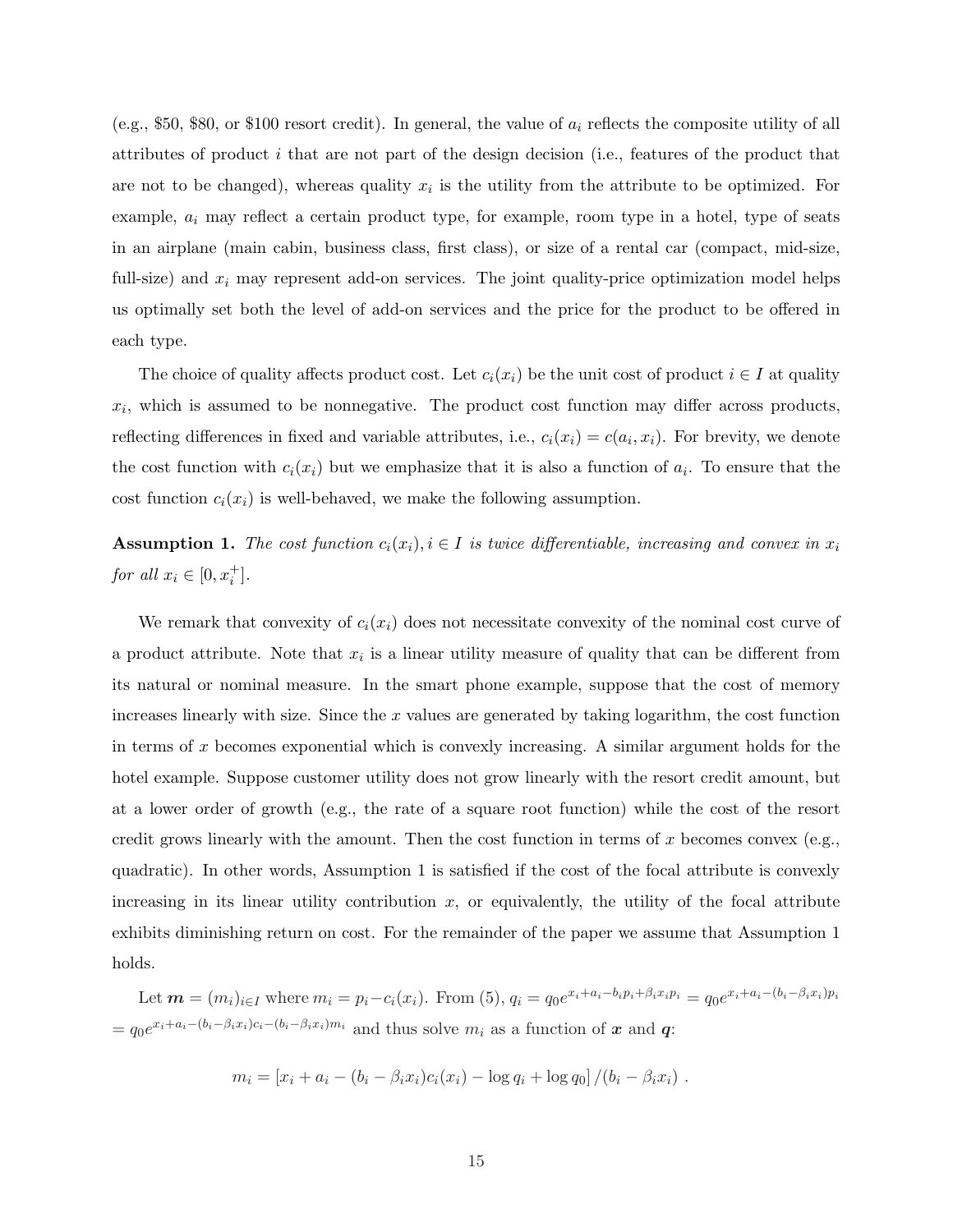(e.g., \$50, \$80, or \$100 resort credit). In general, the value of $a_i$ reflects the composite utility of all attributes of product $i$ that are not part of the design decision (i.e., features of the product that are not to be changed), whereas quality $x_i$ is the utility from the attribute to be optimized. For example, $a_i$ may reflect a certain product type, for example, room type in a hotel, type of seats in an airplane (main cabin, business class, first class), or size of a rental car (compact, mid-size, full-size) and $x_i$ may represent add-on services. The joint quality-price optimization model helps us optimally set both the level of add-on services and the price for the product to be offered in each type.

The choice of quality affects product cost. Let $c_i(x_i)$ be the unit cost of product $i \in I$ at quality $x_i$, which is assumed to be nonnegative. The product cost function may differ across products, reflecting differences in fixed and variable attributes, i.e., $c_i(x_i) = c(a_i, x_i)$. For brevity, we denote the cost function with $c_i(x_i)$ but we emphasize that it is also a function of $a_i$. To ensure that the cost function $c_i(x_i)$ is well-behaved, we make the following assumption.

**Assumption 1.** *The cost function $c_i(x_i), i \in I$ is twice differentiable, increasing and convex in $x_i$ for all $x_i \in [0, x_i^+]$.*

We remark that convexity of $c_i(x_i)$ does not necessitate convexity of the nominal cost curve of a product attribute. Note that $x_i$ is a linear utility measure of quality that can be different from its natural or nominal measure. In the smart phone example, suppose that the cost of memory increases linearly with size. Since the $x$ values are generated by taking logarithm, the cost function in terms of $x$ becomes exponential which is convexly increasing. A similar argument holds for the hotel example. Suppose customer utility does not grow linearly with the resort credit amount, but at a lower order of growth (e.g., the rate of a square root function) while the cost of the resort credit grows linearly with the amount. Then the cost function in terms of $x$ becomes convex (e.g., quadratic). In other words, Assumption 1 is satisfied if the cost of the focal attribute is convexly increasing in its linear utility contribution $x$, or equivalently, the utility of the focal attribute exhibits diminishing return on cost. For the remainder of the paper we assume that Assumption 1 holds.

Let $\boldsymbol{m} = (m_i)_{i \in I}$ where $m_i = p_i - c_i(x_i)$. From (5), $q_i = q_0 e^{x_i + a_i - b_i p_i + \beta_i x_i p_i} = q_0 e^{x_i + a_i - (b_i - \beta_i x_i) p_i}$ $= q_0 e^{x_i + a_i - (b_i - \beta_i x_i) c_i - (b_i - \beta_i x_i) m_i}$ and thus solve $m_i$ as a function of $\boldsymbol{x}$ and $\boldsymbol{q}$:

$$m_i = \left[x_i + a_i - (b_i - \beta_i x_i) c_i(x_i) - \log q_i + \log q_0\right] / (b_i - \beta_i x_i) \ .$$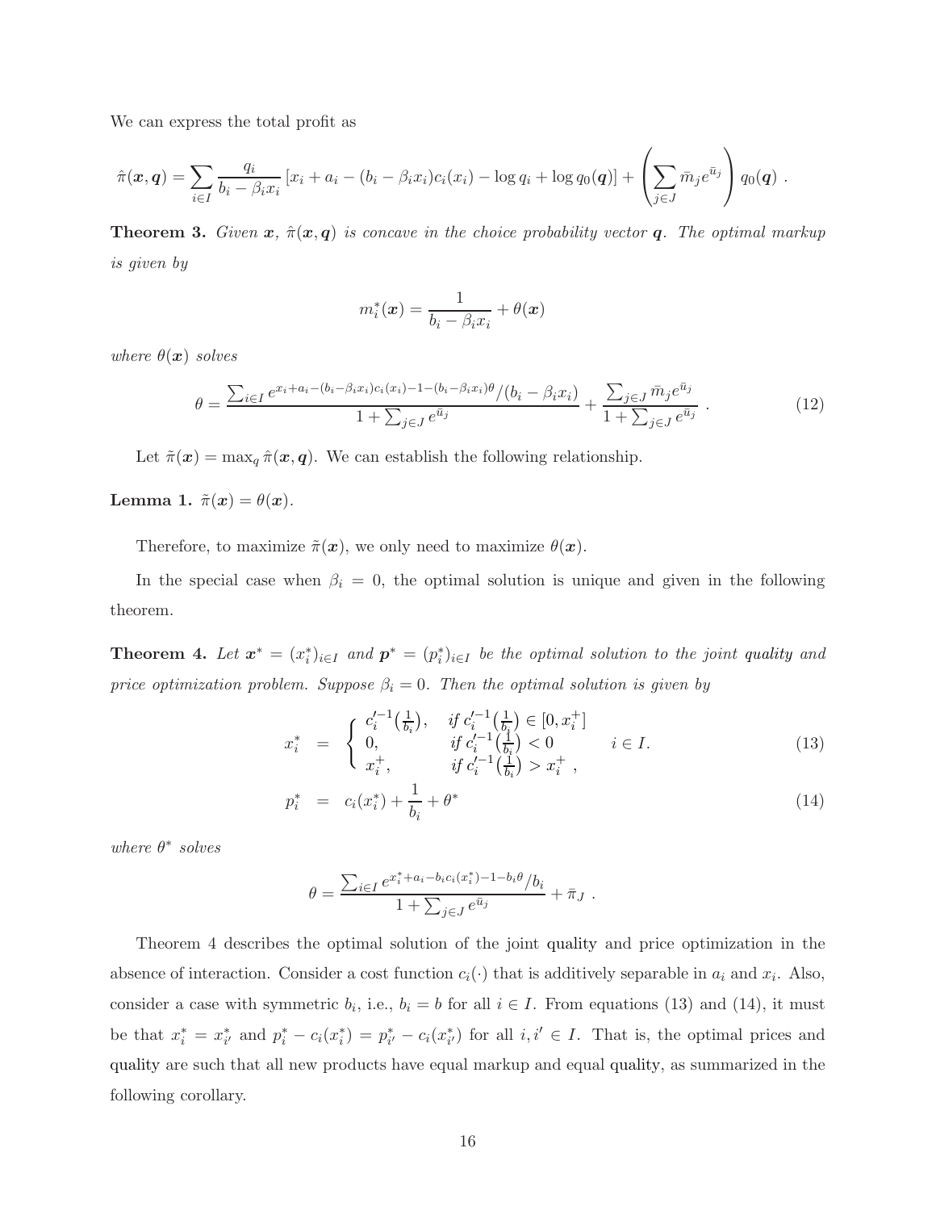We can express the total profit as

$$\hat{\pi}(\boldsymbol{x},\boldsymbol{q}) = \sum_{i\in I} \frac{q_i}{b_i - \beta_i x_i}\left[x_i + a_i - (b_i - \beta_i x_i)c_i(x_i) - \log q_i + \log q_0(\boldsymbol{q})\right] + \left(\sum_{j\in J} \bar{m}_j e^{\bar{u}_j}\right) q_0(\boldsymbol{q})\ .$$

**Theorem 3.** *Given $\boldsymbol{x}$, $\hat{\pi}(\boldsymbol{x},\boldsymbol{q})$ is concave in the choice probability vector $\boldsymbol{q}$. The optimal markup is given by*

$$m_i^*(\boldsymbol{x}) = \frac{1}{b_i - \beta_i x_i} + \theta(\boldsymbol{x})$$

*where $\theta(\boldsymbol{x})$ solves*

$$\theta = \frac{\sum_{i\in I} e^{x_i + a_i - (b_i-\beta_i x_i)c_i(x_i) - 1 - (b_i - \beta_i x_i)\theta}/(b_i - \beta_i x_i)}{1 + \sum_{j\in J} e^{\bar{u}_j}} + \frac{\sum_{j\in J} \bar{m}_j e^{\bar{u}_j}}{1+\sum_{j\in J} e^{\bar{u}_j}}\ . \tag{12}$$

Let $\tilde{\pi}(\boldsymbol{x}) = \max_q \hat{\pi}(\boldsymbol{x},\boldsymbol{q})$. We can establish the following relationship.

**Lemma 1.** *$\tilde{\pi}(\boldsymbol{x}) = \theta(\boldsymbol{x})$.*

Therefore, to maximize $\tilde{\pi}(\boldsymbol{x})$, we only need to maximize $\theta(\boldsymbol{x})$.

In the special case when $\beta_i = 0$, the optimal solution is unique and given in the following theorem.

**Theorem 4.** *Let $\boldsymbol{x}^* = (x_i^*)_{i\in I}$ and $\boldsymbol{p}^* = (p_i^*)_{i\in I}$ be the optimal solution to the joint quality and price optimization problem. Suppose $\beta_i = 0$. Then the optimal solution is given by*

$$x_i^* = \begin{cases} c_i'^{-1}\left(\frac{1}{b_i}\right), & \text{if } c_i'^{-1}\left(\frac{1}{b_i}\right) \in [0, x_i^+] \\ 0, & \text{if } c_i'^{-1}\left(\frac{1}{b_i}\right) < 0 \\ x_i^+, & \text{if } c_i'^{-1}\left(\frac{1}{b_i}\right) > x_i^+\ , \end{cases} \qquad i \in I. \tag{13}$$

$$p_i^* = c_i(x_i^*) + \frac{1}{b_i} + \theta^* \tag{14}$$

*where $\theta^*$ solves*

$$\theta = \frac{\sum_{i\in I} e^{x_i^* + a_i - b_i c_i(x_i^*) - 1 - b_i\theta}/b_i}{1+\sum_{j\in J} e^{\bar{u}_j}} + \bar{\pi}_J\ .$$

Theorem 4 describes the optimal solution of the joint quality and price optimization in the absence of interaction. Consider a cost function $c_i(\cdot)$ that is additively separable in $a_i$ and $x_i$. Also, consider a case with symmetric $b_i$, i.e., $b_i = b$ for all $i \in I$. From equations (13) and (14), it must be that $x_i^* = x_{i'}^*$ and $p_i^* - c_i(x_i^*) = p_{i'}^* - c_i(x_{i'}^*)$ for all $i, i' \in I$. That is, the optimal prices and quality are such that all new products have equal markup and equal quality, as summarized in the following corollary.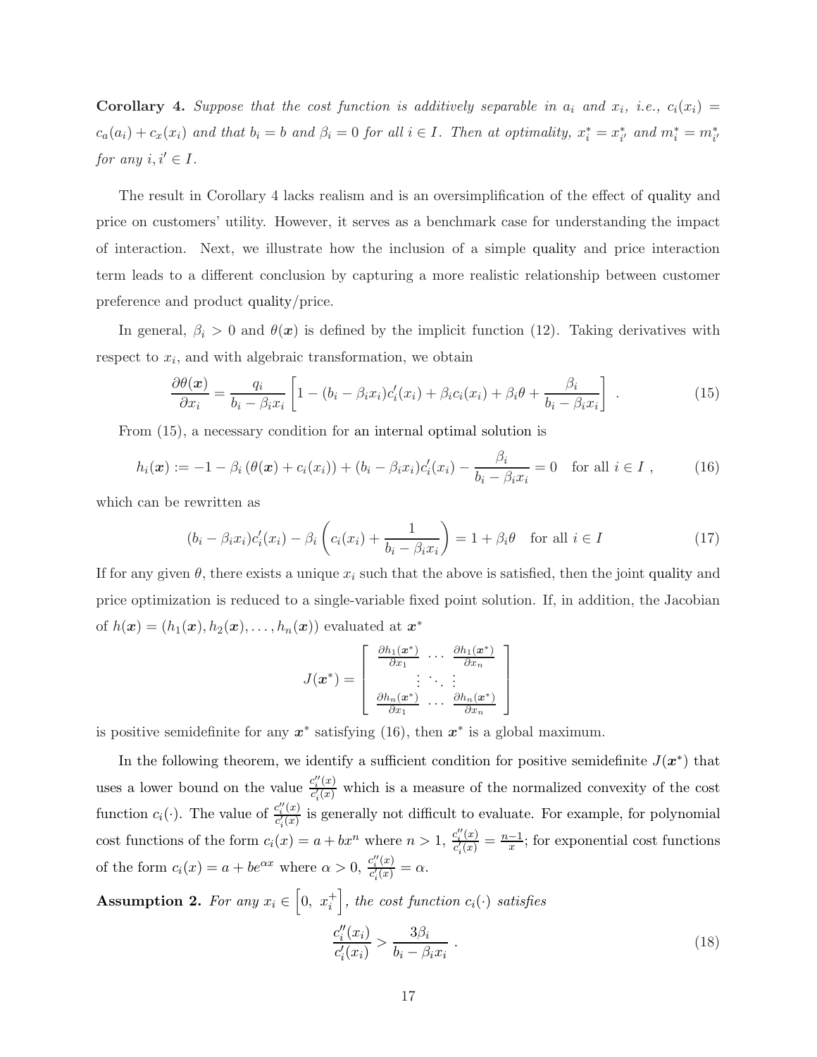**Corollary 4.** *Suppose that the cost function is additively separable in $a_i$ and $x_i$, i.e., $c_i(x_i) = c_a(a_i) + c_x(x_i)$ and that $b_i = b$ and $\beta_i = 0$ for all $i \in I$. Then at optimality, $x_i^* = x_{i'}^*$ and $m_i^* = m_{i'}^*$ for any $i, i' \in I$.*

The result in Corollary 4 lacks realism and is an oversimplification of the effect of quality and price on customers' utility. However, it serves as a benchmark case for understanding the impact of interaction. Next, we illustrate how the inclusion of a simple quality and price interaction term leads to a different conclusion by capturing a more realistic relationship between customer preference and product quality/price.

In general, $\beta_i > 0$ and $\theta(\boldsymbol{x})$ is defined by the implicit function (12). Taking derivatives with respect to $x_i$, and with algebraic transformation, we obtain

$$\frac{\partial \theta(\boldsymbol{x})}{\partial x_i} = \frac{q_i}{b_i - \beta_i x_i} \left[ 1 - (b_i - \beta_i x_i) c_i'(x_i) + \beta_i c_i(x_i) + \beta_i \theta + \frac{\beta_i}{b_i - \beta_i x_i} \right] . \tag{15}$$

From (15), a necessary condition for an internal optimal solution is

$$h_i(\boldsymbol{x}) := -1 - \beta_i \left( \theta(\boldsymbol{x}) + c_i(x_i) \right) + (b_i - \beta_i x_i) c_i'(x_i) - \frac{\beta_i}{b_i - \beta_i x_i} = 0 \quad \text{for all } i \in I , \tag{16}$$

which can be rewritten as

$$(b_i - \beta_i x_i) c_i'(x_i) - \beta_i \left( c_i(x_i) + \frac{1}{b_i - \beta_i x_i} \right) = 1 + \beta_i \theta \quad \text{for all } i \in I \tag{17}$$

If for any given $\theta$, there exists a unique $x_i$ such that the above is satisfied, then the joint quality and price optimization is reduced to a single-variable fixed point solution. If, in addition, the Jacobian of $h(\boldsymbol{x}) = (h_1(\boldsymbol{x}), h_2(\boldsymbol{x}), \ldots, h_n(\boldsymbol{x}))$ evaluated at $\boldsymbol{x}^*$

$$J(\boldsymbol{x}^*) = \begin{bmatrix} \frac{\partial h_1(\boldsymbol{x}^*)}{\partial x_1} & \cdots & \frac{\partial h_1(\boldsymbol{x}^*)}{\partial x_n} \\ \vdots & \ddots & \vdots \\ \frac{\partial h_n(\boldsymbol{x}^*)}{\partial x_1} & \cdots & \frac{\partial h_n(\boldsymbol{x}^*)}{\partial x_n} \end{bmatrix}$$

is positive semidefinite for any $\boldsymbol{x}^*$ satisfying (16), then $\boldsymbol{x}^*$ is a global maximum.

In the following theorem, we identify a sufficient condition for positive semidefinite $J(\boldsymbol{x}^*)$ that uses a lower bound on the value $\frac{c_i''(x)}{c_i'(x)}$ which is a measure of the normalized convexity of the cost function $c_i(\cdot)$. The value of $\frac{c_i''(x)}{c_i'(x)}$ is generally not difficult to evaluate. For example, for polynomial cost functions of the form $c_i(x) = a + bx^n$ where $n > 1$, $\frac{c_i''(x)}{c_i'(x)} = \frac{n-1}{x}$; for exponential cost functions of the form $c_i(x) = a + be^{\alpha x}$ where $\alpha > 0$, $\frac{c_i''(x)}{c_i'(x)} = \alpha$.

**Assumption 2.** *For any $x_i \in \left[0,\ x_i^+\right]$, the cost function $c_i(\cdot)$ satisfies*

$$\frac{c_i''(x_i)}{c_i'(x_i)} > \frac{3\beta_i}{b_i - \beta_i x_i} . \tag{18}$$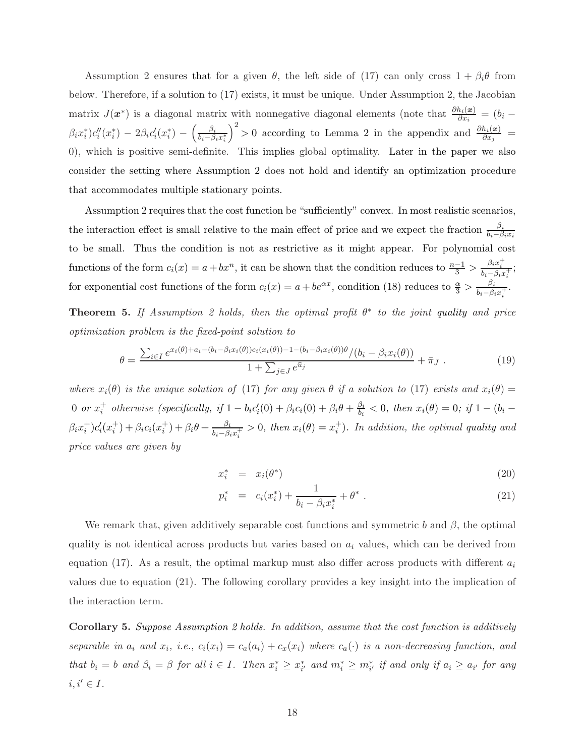Assumption 2 ensures that for a given $\theta$, the left side of (17) can only cross $1+\beta_i\theta$ from below. Therefore, if a solution to (17) exists, it must be unique. Under Assumption 2, the Jacobian matrix $J(\boldsymbol{x}^*)$ is a diagonal matrix with nonnegative diagonal elements (note that $\frac{\partial h_i(\boldsymbol{x})}{\partial x_i} = (b_i - \beta_i x_i^*)c_i''(x_i^*) - 2\beta_i c_i'(x_i^*) - \left(\frac{\beta_i}{b_i-\beta_i x_i^*}\right)^2 > 0$ according to Lemma 2 in the appendix and $\frac{\partial h_i(\boldsymbol{x})}{\partial x_j} = 0$), which is positive semi-definite. This implies global optimality. Later in the paper we also consider the setting where Assumption 2 does not hold and identify an optimization procedure that accommodates multiple stationary points.

Assumption 2 requires that the cost function be "sufficiently" convex. In most realistic scenarios, the interaction effect is small relative to the main effect of price and we expect the fraction $\frac{\beta_i}{b_i-\beta_i x_i}$ to be small. Thus the condition is not as restrictive as it might appear. For polynomial cost functions of the form $c_i(x) = a + bx^n$, it can be shown that the condition reduces to $\frac{n-1}{3} > \frac{\beta_i x_i^+}{b_i - \beta_i x_i^+}$; for exponential cost functions of the form $c_i(x) = a + be^{\alpha x}$, condition (18) reduces to $\frac{\alpha}{3} > \frac{\beta_i}{b_i - \beta_i x_i^+}$.

**Theorem 5.** *If Assumption 2 holds, then the optimal profit $\theta^*$ to the joint quality and price optimization problem is the fixed-point solution to*

$$\theta = \frac{\sum_{i\in I} e^{x_i(\theta)+a_i-(b_i-\beta_i x_i(\theta))c_i(x_i(\theta))-1-(b_i-\beta_i x_i(\theta))\theta}/(b_i-\beta_i x_i(\theta))}{1+\sum_{j\in J} e^{\bar{u}_j}} + \bar{\pi}_J \ . \tag{19}$$

*where $x_i(\theta)$ is the unique solution of (17) for any given $\theta$ if a solution to (17) exists and $x_i(\theta) = 0$ or $x_i^+$ otherwise (specifically, if $1 - b_i c_i'(0) + \beta_i c_i(0) + \beta_i\theta + \frac{\beta_i}{b_i} < 0$, then $x_i(\theta) = 0$; if $1 - (b_i - \beta_i x_i^+)c_i'(x_i^+) + \beta_i c_i(x_i^+) + \beta_i\theta + \frac{\beta_i}{b_i-\beta_i x_i^+} > 0$, then $x_i(\theta) = x_i^+$). In addition, the optimal quality and price values are given by*

$$x_i^* = x_i(\theta^*) \tag{20}$$

$$p_i^* = c_i(x_i^*) + \frac{1}{b_i - \beta_i x_i^*} + \theta^* \ . \tag{21}$$

We remark that, given additively separable cost functions and symmetric $b$ and $\beta$, the optimal quality is not identical across products but varies based on $a_i$ values, which can be derived from equation (17). As a result, the optimal markup must also differ across products with different $a_i$ values due to equation (21). The following corollary provides a key insight into the implication of the interaction term.

**Corollary 5.** *Suppose Assumption 2 holds. In addition, assume that the cost function is additively separable in $a_i$ and $x_i$, i.e., $c_i(x_i) = c_a(a_i) + c_x(x_i)$ where $c_a(\cdot)$ is a non-decreasing function, and that $b_i = b$ and $\beta_i = \beta$ for all $i \in I$. Then $x_i^* \geq x_{i'}^*$ and $m_i^* \geq m_{i'}^*$ if and only if $a_i \geq a_{i'}$ for any $i, i' \in I$.*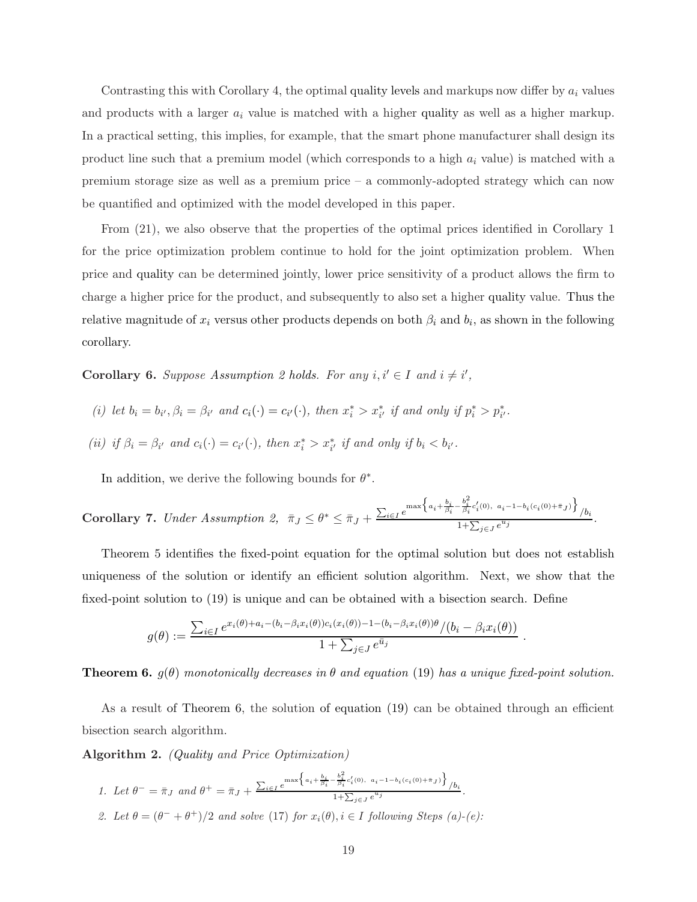Contrasting this with Corollary 4, the optimal quality levels and markups now differ by $a_i$ values and products with a larger $a_i$ value is matched with a higher quality as well as a higher markup. In a practical setting, this implies, for example, that the smart phone manufacturer shall design its product line such that a premium model (which corresponds to a high $a_i$ value) is matched with a premium storage size as well as a premium price – a commonly-adopted strategy which can now be quantified and optimized with the model developed in this paper.

From (21), we also observe that the properties of the optimal prices identified in Corollary 1 for the price optimization problem continue to hold for the joint optimization problem. When price and quality can be determined jointly, lower price sensitivity of a product allows the firm to charge a higher price for the product, and subsequently to also set a higher quality value. Thus the relative magnitude of $x_i$ versus other products depends on both $\beta_i$ and $b_i$, as shown in the following corollary.

**Corollary 6.** *Suppose Assumption 2 holds. For any $i, i' \in I$ and $i \neq i'$,*

*(i) let $b_i = b_{i'}, \beta_i = \beta_{i'}$ and $c_i(\cdot) = c_{i'}(\cdot)$, then $x_i^* > x_{i'}^*$ if and only if $p_i^* > p_{i'}^*$.*

*(ii) if $\beta_i = \beta_{i'}$ and $c_i(\cdot) = c_{i'}(\cdot)$, then $x_i^* > x_{i'}^*$ if and only if $b_i < b_{i'}$.*

In addition, we derive the following bounds for $\theta^*$.

**Corollary 7.** *Under Assumption 2,* $\bar{\pi}_J \leq \theta^* \leq \bar{\pi}_J + \frac{\sum_{i \in I} e^{\max\left\{a_i + \frac{b_i}{\beta_i} - \frac{b_i^2}{\beta_i} c_i'(0),\ a_i - 1 - b_i(c_i(0) + \bar{\pi}_J)\right\}} / b_i}{1 + \sum_{j \in J} e^{u_j}}$.

Theorem 5 identifies the fixed-point equation for the optimal solution but does not establish uniqueness of the solution or identify an efficient solution algorithm. Next, we show that the fixed-point solution to (19) is unique and can be obtained with a bisection search. Define

$$g(\theta) := \frac{\sum_{i \in I} e^{x_i(\theta) + a_i - (b_i - \beta_i x_i(\theta)) c_i(x_i(\theta)) - 1 - (b_i - \beta_i x_i(\theta))\theta} / (b_i - \beta_i x_i(\theta))}{1 + \sum_{j \in J} e^{\bar{u}_j}}.$$

**Theorem 6.** *$g(\theta)$ monotonically decreases in $\theta$ and equation (19) has a unique fixed-point solution.*

As a result of Theorem 6, the solution of equation (19) can be obtained through an efficient bisection search algorithm.

**Algorithm 2.** *(Quality and Price Optimization)*

*1. Let $\theta^- = \bar{\pi}_J$ and $\theta^+ = \bar{\pi}_J + \frac{\sum_{i \in I} e^{\max\left\{a_i + \frac{b_i}{\beta_i} - \frac{b_i^2}{\beta_i} c_i'(0),\ a_i - 1 - b_i(c_i(0) + \bar{\pi}_J)\right\}} / b_i}{1 + \sum_{j \in J} e^{u_j}}$.*

*2. Let $\theta = (\theta^- + \theta^+)/2$ and solve (17) for $x_i(\theta), i \in I$ following Steps (a)-(e):*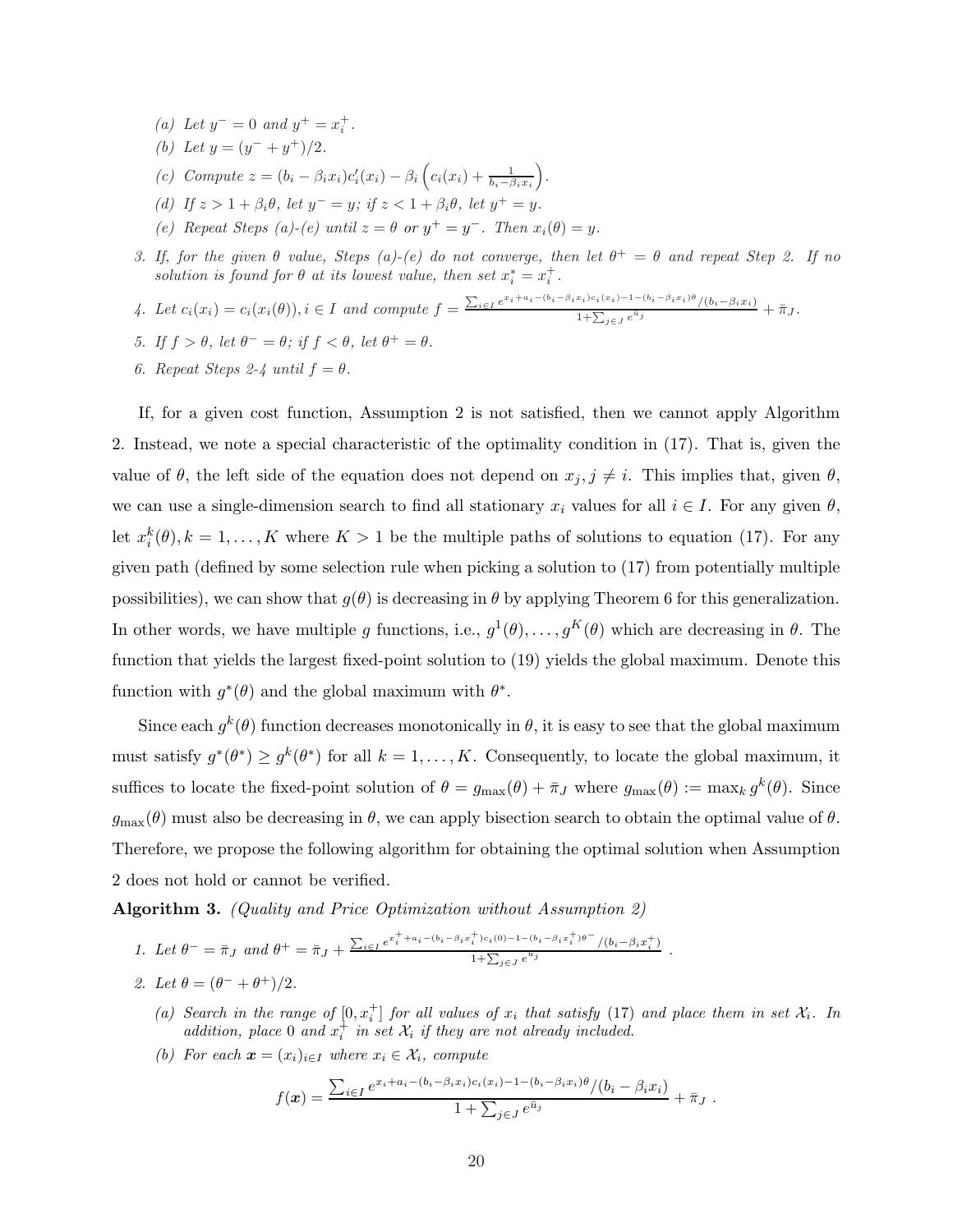(a) *Let* $y^- = 0$ *and* $y^+ = x_i^+$.

(b) *Let* $y = (y^- + y^+)/2$.

(c) *Compute* $z = (b_i - \beta_i x_i)c_i'(x_i) - \beta_i \left(c_i(x_i) + \frac{1}{b_i - \beta_i x_i}\right)$.

(d) *If* $z > 1 + \beta_i\theta$, *let* $y^- = y$; *if* $z < 1 + \beta_i\theta$, *let* $y^+ = y$.

(e) *Repeat Steps (a)-(e) until* $z = \theta$ *or* $y^+ = y^-$. *Then* $x_i(\theta) = y$.

3. *If, for the given* $\theta$ *value, Steps (a)-(e) do not converge, then let* $\theta^+ = \theta$ *and repeat Step 2. If no solution is found for* $\theta$ *at its lowest value, then set* $x_i^* = x_i^+$.

4. *Let* $c_i(x_i) = c_i(x_i(\theta)), i \in I$ *and compute* $f = \frac{\sum_{i \in I} e^{x_i + a_i - (b_i - \beta_i x_i)c_i(x_i) - 1 - (b_i - \beta_i x_i)\theta}/(b_i - \beta_i x_i)}{1 + \sum_{j \in J} e^{\bar{u}_j}} + \bar{\pi}_J$.

5. *If* $f > \theta$, *let* $\theta^- = \theta$; *if* $f < \theta$, *let* $\theta^+ = \theta$.

6. *Repeat Steps 2-4 until* $f = \theta$.

If, for a given cost function, Assumption 2 is not satisfied, then we cannot apply Algorithm 2. Instead, we note a special characteristic of the optimality condition in (17). That is, given the value of $\theta$, the left side of the equation does not depend on $x_j, j \neq i$. This implies that, given $\theta$, we can use a single-dimension search to find all stationary $x_i$ values for all $i \in I$. For any given $\theta$, let $x_i^k(\theta), k = 1, \ldots, K$ where $K > 1$ be the multiple paths of solutions to equation (17). For any given path (defined by some selection rule when picking a solution to (17) from potentially multiple possibilities), we can show that $g(\theta)$ is decreasing in $\theta$ by applying Theorem 6 for this generalization. In other words, we have multiple $g$ functions, i.e., $g^1(\theta), \ldots, g^K(\theta)$ which are decreasing in $\theta$. The function that yields the largest fixed-point solution to (19) yields the global maximum. Denote this function with $g^*(\theta)$ and the global maximum with $\theta^*$.

Since each $g^k(\theta)$ function decreases monotonically in $\theta$, it is easy to see that the global maximum must satisfy $g^*(\theta^*) \geq g^k(\theta^*)$ for all $k = 1, \ldots, K$. Consequently, to locate the global maximum, it suffices to locate the fixed-point solution of $\theta = g_{\max}(\theta) + \bar{\pi}_J$ where $g_{\max}(\theta) := \max_k g^k(\theta)$. Since $g_{\max}(\theta)$ must also be decreasing in $\theta$, we can apply bisection search to obtain the optimal value of $\theta$. Therefore, we propose the following algorithm for obtaining the optimal solution when Assumption 2 does not hold or cannot be verified.

**Algorithm 3.** *(Quality and Price Optimization without Assumption 2)*

1. *Let* $\theta^- = \bar{\pi}_J$ *and* $\theta^+ = \bar{\pi}_J + \frac{\sum_{i \in I} e^{x_i^+ + a_i - (b_i - \beta_i x_i^+)c_i(0) - 1 - (b_i - \beta_i x_i^+)\theta^-}/(b_i - \beta_i x_i^+)}{1 + \sum_{j \in J} e^{\bar{u}_j}}$.

2. *Let* $\theta = (\theta^- + \theta^+)/2$.

   (a) *Search in the range of* $[0, x_i^+]$ *for all values of* $x_i$ *that satisfy* (17) *and place them in set* $\mathcal{X}_i$. *In addition, place* 0 *and* $x_i^+$ *in set* $\mathcal{X}_i$ *if they are not already included.*

   (b) *For each* $\boldsymbol{x} = (x_i)_{i \in I}$ *where* $x_i \in \mathcal{X}_i$, *compute*

$$f(\boldsymbol{x}) = \frac{\sum_{i \in I} e^{x_i + a_i - (b_i - \beta_i x_i)c_i(x_i) - 1 - (b_i - \beta_i x_i)\theta}/(b_i - \beta_i x_i)}{1 + \sum_{j \in J} e^{\bar{u}_j}} + \bar{\pi}_J \ .$$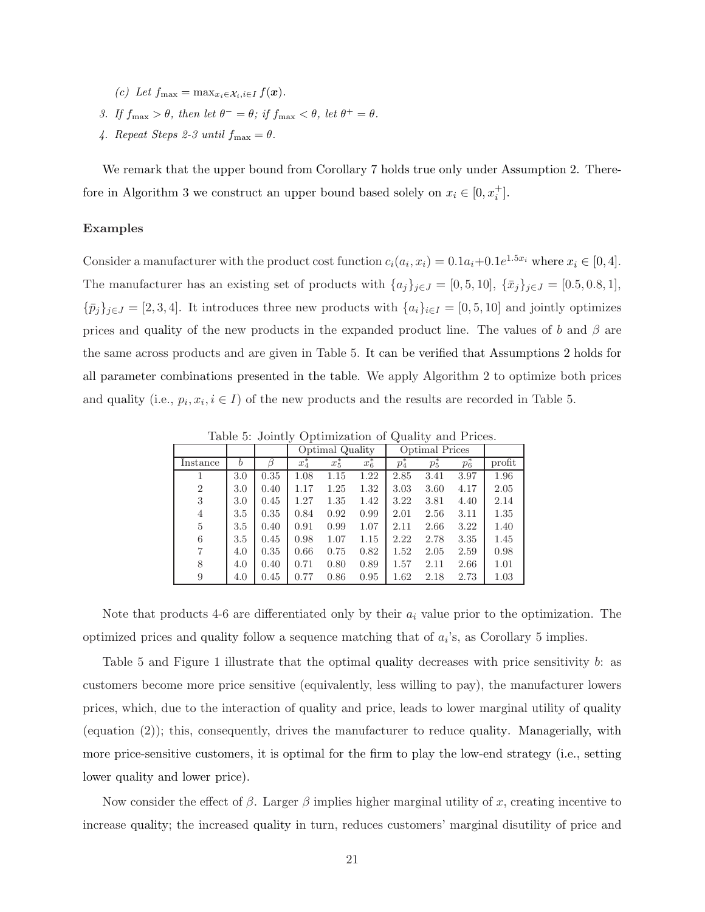(c) *Let* $f_{\max} = \max_{x_i \in \mathcal{X}_i, i \in I} f(\boldsymbol{x})$.

3. *If* $f_{\max} > \theta$*, then let* $\theta^- = \theta$*; if* $f_{\max} < \theta$*, let* $\theta^+ = \theta$*.*

4. *Repeat Steps 2-3 until* $f_{\max} = \theta$*.*

We remark that the upper bound from Corollary 7 holds true only under Assumption 2. Therefore in Algorithm 3 we construct an upper bound based solely on $x_i \in [0, x_i^+]$.

**Examples**

Consider a manufacturer with the product cost function $c_i(a_i, x_i) = 0.1a_i + 0.1e^{1.5x_i}$ where $x_i \in [0, 4]$. The manufacturer has an existing set of products with $\{a_j\}_{j \in J} = [0, 5, 10]$, $\{\bar{x}_j\}_{j \in J} = [0.5, 0.8, 1]$, $\{\bar{p}_j\}_{j \in J} = [2, 3, 4]$. It introduces three new products with $\{a_i\}_{i \in I} = [0, 5, 10]$ and jointly optimizes prices and quality of the new products in the expanded product line. The values of $b$ and $\beta$ are the same across products and are given in Table 5. It can be verified that Assumptions 2 holds for all parameter combinations presented in the table. We apply Algorithm 2 to optimize both prices and quality (i.e., $p_i, x_i, i \in I$) of the new products and the results are recorded in Table 5.

Table 5: Jointly Optimization of Quality and Prices.

| | | | Optimal Quality | | | Optimal Prices | | | |
|---|---|---|---|---|---|---|---|---|---|
| Instance | $b$ | $\beta$ | $x_4^*$ | $x_5^*$ | $x_6^*$ | $p_4^*$ | $p_5^*$ | $p_6^*$ | profit |
| 1 | 3.0 | 0.35 | 1.08 | 1.15 | 1.22 | 2.85 | 3.41 | 3.97 | 1.96 |
| 2 | 3.0 | 0.40 | 1.17 | 1.25 | 1.32 | 3.03 | 3.60 | 4.17 | 2.05 |
| 3 | 3.0 | 0.45 | 1.27 | 1.35 | 1.42 | 3.22 | 3.81 | 4.40 | 2.14 |
| 4 | 3.5 | 0.35 | 0.84 | 0.92 | 0.99 | 2.01 | 2.56 | 3.11 | 1.35 |
| 5 | 3.5 | 0.40 | 0.91 | 0.99 | 1.07 | 2.11 | 2.66 | 3.22 | 1.40 |
| 6 | 3.5 | 0.45 | 0.98 | 1.07 | 1.15 | 2.22 | 2.78 | 3.35 | 1.45 |
| 7 | 4.0 | 0.35 | 0.66 | 0.75 | 0.82 | 1.52 | 2.05 | 2.59 | 0.98 |
| 8 | 4.0 | 0.40 | 0.71 | 0.80 | 0.89 | 1.57 | 2.11 | 2.66 | 1.01 |
| 9 | 4.0 | 0.45 | 0.77 | 0.86 | 0.95 | 1.62 | 2.18 | 2.73 | 1.03 |

Note that products 4-6 are differentiated only by their $a_i$ value prior to the optimization. The optimized prices and quality follow a sequence matching that of $a_i$'s, as Corollary 5 implies.

Table 5 and Figure 1 illustrate that the optimal quality decreases with price sensitivity $b$: as customers become more price sensitive (equivalently, less willing to pay), the manufacturer lowers prices, which, due to the interaction of quality and price, leads to lower marginal utility of quality (equation (2)); this, consequently, drives the manufacturer to reduce quality. Managerially, with more price-sensitive customers, it is optimal for the firm to play the low-end strategy (i.e., setting lower quality and lower price).

Now consider the effect of $\beta$. Larger $\beta$ implies higher marginal utility of $x$, creating incentive to increase quality; the increased quality in turn, reduces customers' marginal disutility of price and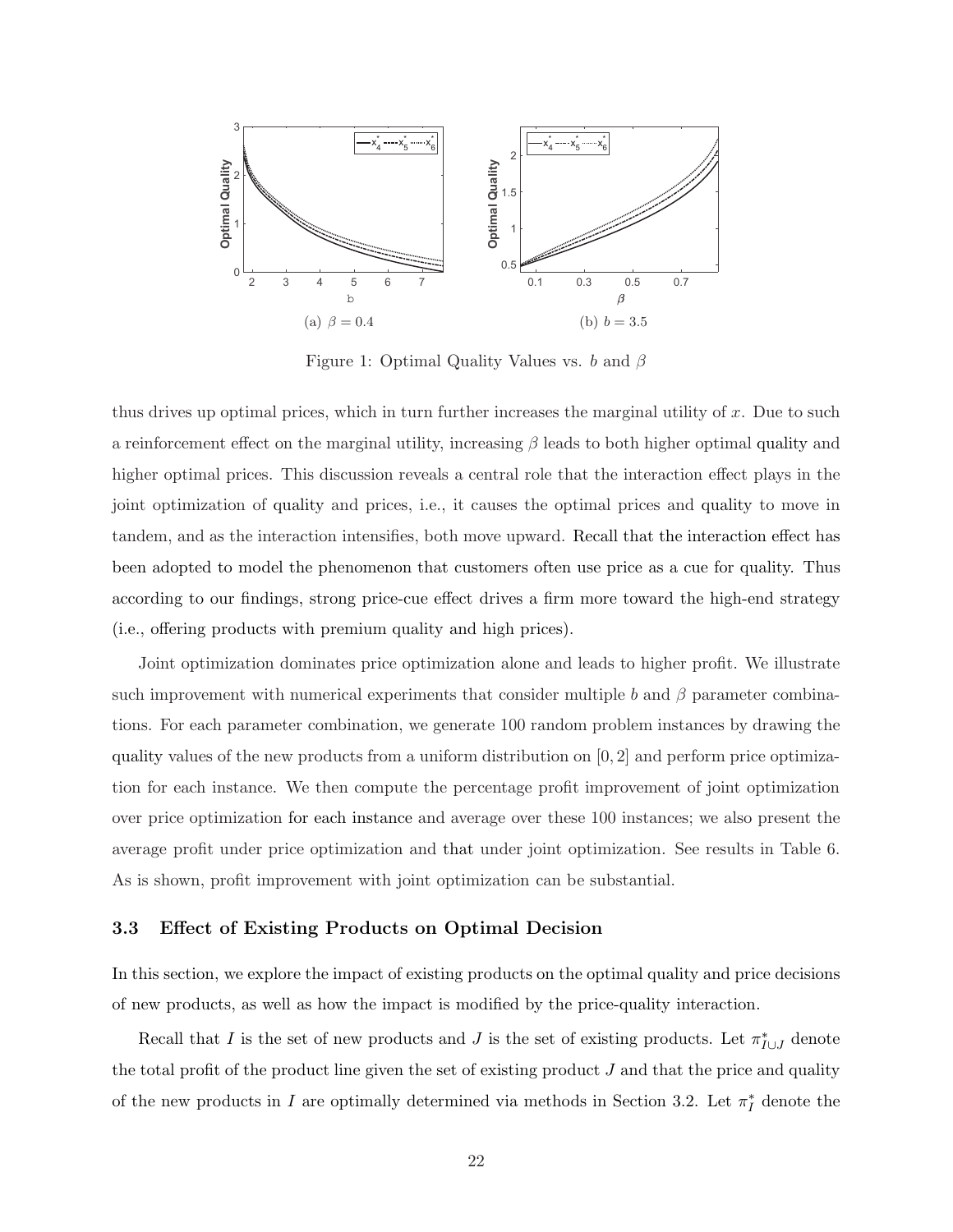(a) $\beta = 0.4$

(b) $b = 3.5$

Figure 1: Optimal Quality Values vs. $b$ and $\beta$

thus drives up optimal prices, which in turn further increases the marginal utility of $x$. Due to such a reinforcement effect on the marginal utility, increasing $\beta$ leads to both higher optimal quality and higher optimal prices. This discussion reveals a central role that the interaction effect plays in the joint optimization of quality and prices, i.e., it causes the optimal prices and quality to move in tandem, and as the interaction intensifies, both move upward. Recall that the interaction effect has been adopted to model the phenomenon that customers often use price as a cue for quality. Thus according to our findings, strong price-cue effect drives a firm more toward the high-end strategy (i.e., offering products with premium quality and high prices).

Joint optimization dominates price optimization alone and leads to higher profit. We illustrate such improvement with numerical experiments that consider multiple $b$ and $\beta$ parameter combinations. For each parameter combination, we generate 100 random problem instances by drawing the quality values of the new products from a uniform distribution on $[0, 2]$ and perform price optimization for each instance. We then compute the percentage profit improvement of joint optimization over price optimization for each instance and average over these 100 instances; we also present the average profit under price optimization and that under joint optimization. See results in Table 6. As is shown, profit improvement with joint optimization can be substantial.

### 3.3 Effect of Existing Products on Optimal Decision

In this section, we explore the impact of existing products on the optimal quality and price decisions of new products, as well as how the impact is modified by the price-quality interaction.

Recall that $I$ is the set of new products and $J$ is the set of existing products. Let $\pi^*_{I\cup J}$ denote the total profit of the product line given the set of existing product $J$ and that the price and quality of the new products in $I$ are optimally determined via methods in Section 3.2. Let $\pi^*_I$ denote the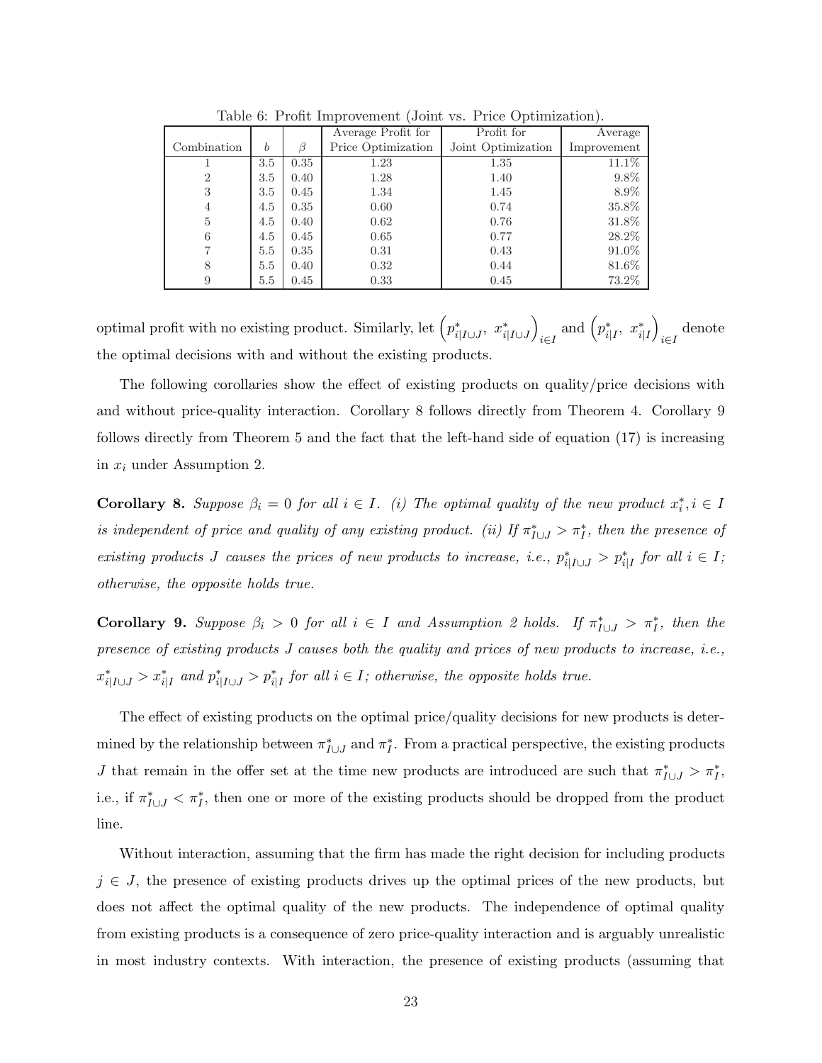Table 6: Profit Improvement (Joint vs. Price Optimization).

| Combination | $b$ | $\beta$ | Average Profit for Price Optimization | Profit for Joint Optimization | Average Improvement |
|---|---|---|---|---|---|
| 1 | 3.5 | 0.35 | 1.23 | 1.35 | 11.1% |
| 2 | 3.5 | 0.40 | 1.28 | 1.40 | 9.8% |
| 3 | 3.5 | 0.45 | 1.34 | 1.45 | 8.9% |
| 4 | 4.5 | 0.35 | 0.60 | 0.74 | 35.8% |
| 5 | 4.5 | 0.40 | 0.62 | 0.76 | 31.8% |
| 6 | 4.5 | 0.45 | 0.65 | 0.77 | 28.2% |
| 7 | 5.5 | 0.35 | 0.31 | 0.43 | 91.0% |
| 8 | 5.5 | 0.40 | 0.32 | 0.44 | 81.6% |
| 9 | 5.5 | 0.45 | 0.33 | 0.45 | 73.2% |

optimal profit with no existing product. Similarly, let $\left(p^*_{i|I\cup J},\ x^*_{i|I\cup J}\right)_{i\in I}$ and $\left(p^*_{i|I},\ x^*_{i|I}\right)_{i\in I}$ denote the optimal decisions with and without the existing products.

The following corollaries show the effect of existing products on quality/price decisions with and without price-quality interaction. Corollary 8 follows directly from Theorem 4. Corollary 9 follows directly from Theorem 5 and the fact that the left-hand side of equation (17) is increasing in $x_i$ under Assumption 2.

**Corollary 8.** *Suppose $\beta_i = 0$ for all $i \in I$. (i) The optimal quality of the new product $x^*_i, i \in I$ is independent of price and quality of any existing product. (ii) If $\pi^*_{I\cup J} > \pi^*_I$, then the presence of existing products $J$ causes the prices of new products to increase, i.e., $p^*_{i|I\cup J} > p^*_{i|I}$ for all $i \in I$; otherwise, the opposite holds true.*

**Corollary 9.** *Suppose $\beta_i > 0$ for all $i \in I$ and Assumption 2 holds. If $\pi^*_{I\cup J} > \pi^*_I$, then the presence of existing products $J$ causes both the quality and prices of new products to increase, i.e., $x^*_{i|I\cup J} > x^*_{i|I}$ and $p^*_{i|I\cup J} > p^*_{i|I}$ for all $i \in I$; otherwise, the opposite holds true.*

The effect of existing products on the optimal price/quality decisions for new products is determined by the relationship between $\pi^*_{I\cup J}$ and $\pi^*_I$. From a practical perspective, the existing products $J$ that remain in the offer set at the time new products are introduced are such that $\pi^*_{I\cup J} > \pi^*_I$, i.e., if $\pi^*_{I\cup J} < \pi^*_I$, then one or more of the existing products should be dropped from the product line.

Without interaction, assuming that the firm has made the right decision for including products $j \in J$, the presence of existing products drives up the optimal prices of the new products, but does not affect the optimal quality of the new products. The independence of optimal quality from existing products is a consequence of zero price-quality interaction and is arguably unrealistic in most industry contexts. With interaction, the presence of existing products (assuming that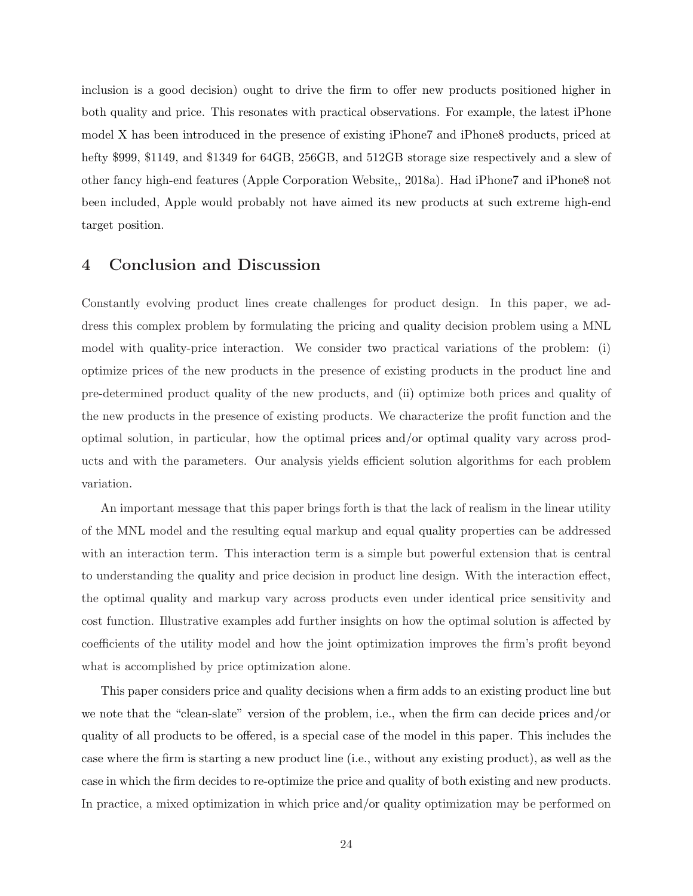inclusion is a good decision) ought to drive the firm to offer new products positioned higher in both quality and price. This resonates with practical observations. For example, the latest iPhone model X has been introduced in the presence of existing iPhone7 and iPhone8 products, priced at hefty $999, $1149, and $1349 for 64GB, 256GB, and 512GB storage size respectively and a slew of other fancy high-end features (Apple Corporation Website,, 2018a). Had iPhone7 and iPhone8 not been included, Apple would probably not have aimed its new products at such extreme high-end target position.

# 4 Conclusion and Discussion

Constantly evolving product lines create challenges for product design. In this paper, we address this complex problem by formulating the pricing and quality decision problem using a MNL model with quality-price interaction. We consider two practical variations of the problem: (i) optimize prices of the new products in the presence of existing products in the product line and pre-determined product quality of the new products, and (ii) optimize both prices and quality of the new products in the presence of existing products. We characterize the profit function and the optimal solution, in particular, how the optimal prices and/or optimal quality vary across products and with the parameters. Our analysis yields efficient solution algorithms for each problem variation.

An important message that this paper brings forth is that the lack of realism in the linear utility of the MNL model and the resulting equal markup and equal quality properties can be addressed with an interaction term. This interaction term is a simple but powerful extension that is central to understanding the quality and price decision in product line design. With the interaction effect, the optimal quality and markup vary across products even under identical price sensitivity and cost function. Illustrative examples add further insights on how the optimal solution is affected by coefficients of the utility model and how the joint optimization improves the firm's profit beyond what is accomplished by price optimization alone.

This paper considers price and quality decisions when a firm adds to an existing product line but we note that the "clean-slate" version of the problem, i.e., when the firm can decide prices and/or quality of all products to be offered, is a special case of the model in this paper. This includes the case where the firm is starting a new product line (i.e., without any existing product), as well as the case in which the firm decides to re-optimize the price and quality of both existing and new products. In practice, a mixed optimization in which price and/or quality optimization may be performed on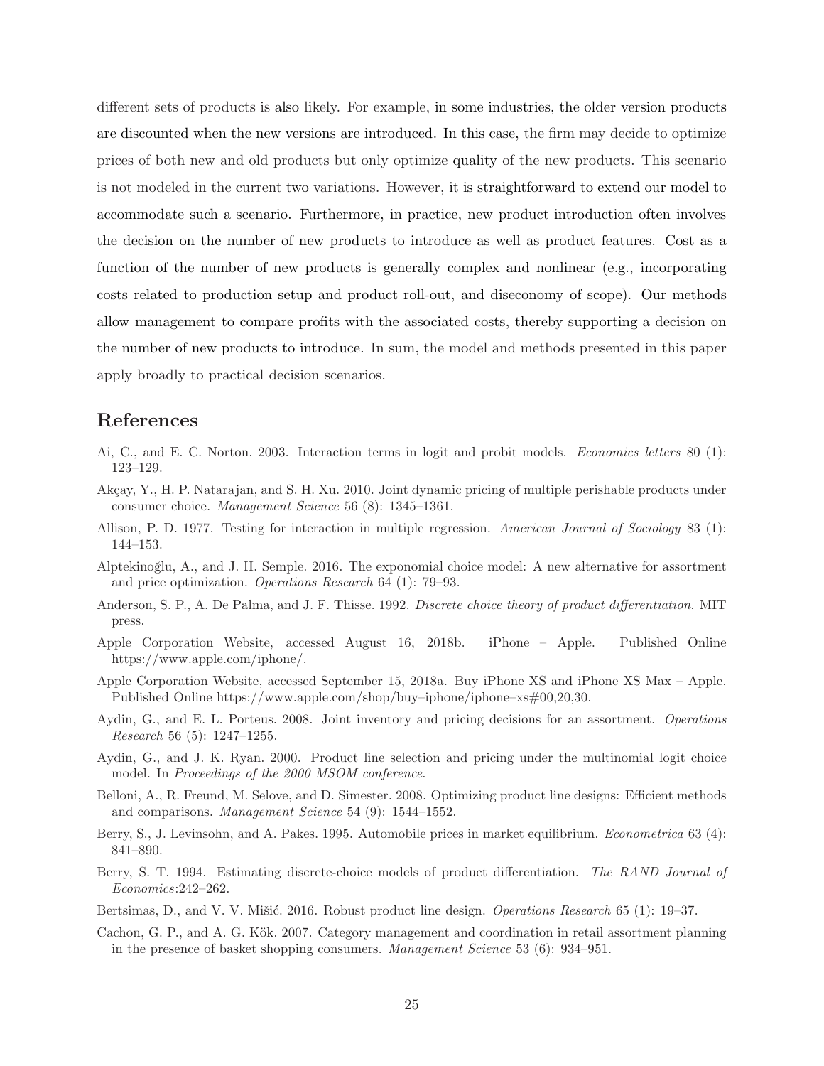different sets of products is also likely. For example, in some industries, the older version products are discounted when the new versions are introduced. In this case, the firm may decide to optimize prices of both new and old products but only optimize quality of the new products. This scenario is not modeled in the current two variations. However, it is straightforward to extend our model to accommodate such a scenario. Furthermore, in practice, new product introduction often involves the decision on the number of new products to introduce as well as product features. Cost as a function of the number of new products is generally complex and nonlinear (e.g., incorporating costs related to production setup and product roll-out, and diseconomy of scope). Our methods allow management to compare profits with the associated costs, thereby supporting a decision on the number of new products to introduce. In sum, the model and methods presented in this paper apply broadly to practical decision scenarios.

# References

Ai, C., and E. C. Norton. 2003. Interaction terms in logit and probit models. *Economics letters* 80 (1): 123–129.

Akçay, Y., H. P. Natarajan, and S. H. Xu. 2010. Joint dynamic pricing of multiple perishable products under consumer choice. *Management Science* 56 (8): 1345–1361.

Allison, P. D. 1977. Testing for interaction in multiple regression. *American Journal of Sociology* 83 (1): 144–153.

Alptekinoğlu, A., and J. H. Semple. 2016. The exponomial choice model: A new alternative for assortment and price optimization. *Operations Research* 64 (1): 79–93.

Anderson, S. P., A. De Palma, and J. F. Thisse. 1992. *Discrete choice theory of product differentiation*. MIT press.

Apple Corporation Website, accessed August 16, 2018b. iPhone – Apple. Published Online https://www.apple.com/iphone/.

Apple Corporation Website, accessed September 15, 2018a. Buy iPhone XS and iPhone XS Max – Apple. Published Online https://www.apple.com/shop/buy–iphone/iphone–xs#00,20,30.

Aydin, G., and E. L. Porteus. 2008. Joint inventory and pricing decisions for an assortment. *Operations Research* 56 (5): 1247–1255.

Aydin, G., and J. K. Ryan. 2000. Product line selection and pricing under the multinomial logit choice model. In *Proceedings of the 2000 MSOM conference*.

Belloni, A., R. Freund, M. Selove, and D. Simester. 2008. Optimizing product line designs: Efficient methods and comparisons. *Management Science* 54 (9): 1544–1552.

Berry, S., J. Levinsohn, and A. Pakes. 1995. Automobile prices in market equilibrium. *Econometrica* 63 (4): 841–890.

Berry, S. T. 1994. Estimating discrete-choice models of product differentiation. *The RAND Journal of Economics*:242–262.

Bertsimas, D., and V. V. Mišić. 2016. Robust product line design. *Operations Research* 65 (1): 19–37.

Cachon, G. P., and A. G. Kök. 2007. Category management and coordination in retail assortment planning in the presence of basket shopping consumers. *Management Science* 53 (6): 934–951.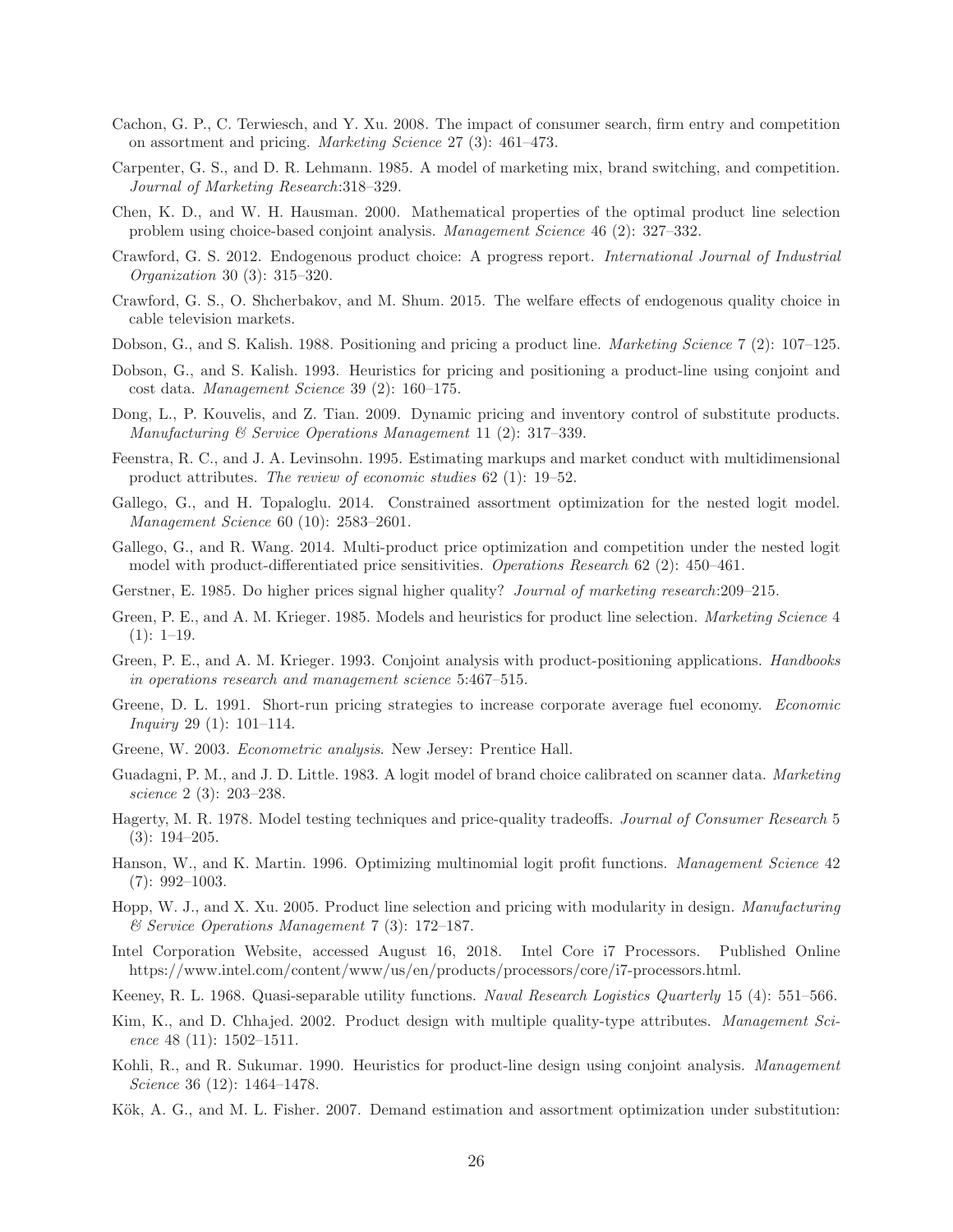Cachon, G. P., C. Terwiesch, and Y. Xu. 2008. The impact of consumer search, firm entry and competition on assortment and pricing. *Marketing Science* 27 (3): 461–473.

Carpenter, G. S., and D. R. Lehmann. 1985. A model of marketing mix, brand switching, and competition. *Journal of Marketing Research*:318–329.

Chen, K. D., and W. H. Hausman. 2000. Mathematical properties of the optimal product line selection problem using choice-based conjoint analysis. *Management Science* 46 (2): 327–332.

Crawford, G. S. 2012. Endogenous product choice: A progress report. *International Journal of Industrial Organization* 30 (3): 315–320.

Crawford, G. S., O. Shcherbakov, and M. Shum. 2015. The welfare effects of endogenous quality choice in cable television markets.

Dobson, G., and S. Kalish. 1988. Positioning and pricing a product line. *Marketing Science* 7 (2): 107–125.

Dobson, G., and S. Kalish. 1993. Heuristics for pricing and positioning a product-line using conjoint and cost data. *Management Science* 39 (2): 160–175.

Dong, L., P. Kouvelis, and Z. Tian. 2009. Dynamic pricing and inventory control of substitute products. *Manufacturing & Service Operations Management* 11 (2): 317–339.

Feenstra, R. C., and J. A. Levinsohn. 1995. Estimating markups and market conduct with multidimensional product attributes. *The review of economic studies* 62 (1): 19–52.

Gallego, G., and H. Topaloglu. 2014. Constrained assortment optimization for the nested logit model. *Management Science* 60 (10): 2583–2601.

Gallego, G., and R. Wang. 2014. Multi-product price optimization and competition under the nested logit model with product-differentiated price sensitivities. *Operations Research* 62 (2): 450–461.

Gerstner, E. 1985. Do higher prices signal higher quality? *Journal of marketing research*:209–215.

Green, P. E., and A. M. Krieger. 1985. Models and heuristics for product line selection. *Marketing Science* 4 (1): 1–19.

Green, P. E., and A. M. Krieger. 1993. Conjoint analysis with product-positioning applications. *Handbooks in operations research and management science* 5:467–515.

Greene, D. L. 1991. Short-run pricing strategies to increase corporate average fuel economy. *Economic Inquiry* 29 (1): 101–114.

Greene, W. 2003. *Econometric analysis*. New Jersey: Prentice Hall.

Guadagni, P. M., and J. D. Little. 1983. A logit model of brand choice calibrated on scanner data. *Marketing science* 2 (3): 203–238.

Hagerty, M. R. 1978. Model testing techniques and price-quality tradeoffs. *Journal of Consumer Research* 5 (3): 194–205.

Hanson, W., and K. Martin. 1996. Optimizing multinomial logit profit functions. *Management Science* 42 (7): 992–1003.

Hopp, W. J., and X. Xu. 2005. Product line selection and pricing with modularity in design. *Manufacturing & Service Operations Management* 7 (3): 172–187.

Intel Corporation Website, accessed August 16, 2018. Intel Core i7 Processors. Published Online https://www.intel.com/content/www/us/en/products/processors/core/i7-processors.html.

Keeney, R. L. 1968. Quasi-separable utility functions. *Naval Research Logistics Quarterly* 15 (4): 551–566.

Kim, K., and D. Chhajed. 2002. Product design with multiple quality-type attributes. *Management Science* 48 (11): 1502–1511.

Kohli, R., and R. Sukumar. 1990. Heuristics for product-line design using conjoint analysis. *Management Science* 36 (12): 1464–1478.

Kök, A. G., and M. L. Fisher. 2007. Demand estimation and assortment optimization under substitution: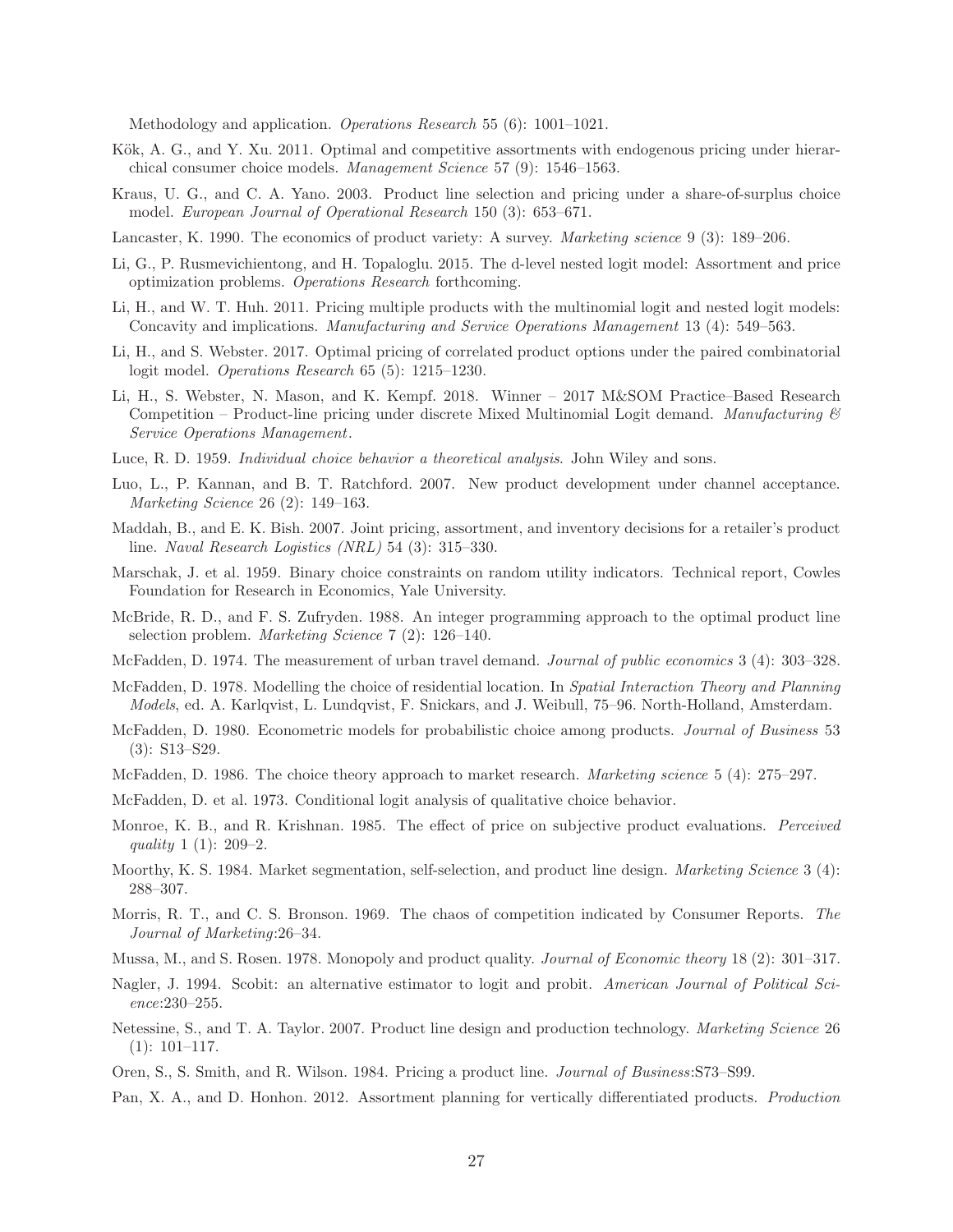Methodology and application. *Operations Research* 55 (6): 1001–1021.

Kök, A. G., and Y. Xu. 2011. Optimal and competitive assortments with endogenous pricing under hierarchical consumer choice models. *Management Science* 57 (9): 1546–1563.

Kraus, U. G., and C. A. Yano. 2003. Product line selection and pricing under a share-of-surplus choice model. *European Journal of Operational Research* 150 (3): 653–671.

Lancaster, K. 1990. The economics of product variety: A survey. *Marketing science* 9 (3): 189–206.

Li, G., P. Rusmevichientong, and H. Topaloglu. 2015. The d-level nested logit model: Assortment and price optimization problems. *Operations Research* forthcoming.

Li, H., and W. T. Huh. 2011. Pricing multiple products with the multinomial logit and nested logit models: Concavity and implications. *Manufacturing and Service Operations Management* 13 (4): 549–563.

Li, H., and S. Webster. 2017. Optimal pricing of correlated product options under the paired combinatorial logit model. *Operations Research* 65 (5): 1215–1230.

Li, H., S. Webster, N. Mason, and K. Kempf. 2018. Winner – 2017 M&SOM Practice–Based Research Competition – Product-line pricing under discrete Mixed Multinomial Logit demand. *Manufacturing & Service Operations Management*.

Luce, R. D. 1959. *Individual choice behavior a theoretical analysis*. John Wiley and sons.

Luo, L., P. Kannan, and B. T. Ratchford. 2007. New product development under channel acceptance. *Marketing Science* 26 (2): 149–163.

Maddah, B., and E. K. Bish. 2007. Joint pricing, assortment, and inventory decisions for a retailer's product line. *Naval Research Logistics (NRL)* 54 (3): 315–330.

Marschak, J. et al. 1959. Binary choice constraints on random utility indicators. Technical report, Cowles Foundation for Research in Economics, Yale University.

McBride, R. D., and F. S. Zufryden. 1988. An integer programming approach to the optimal product line selection problem. *Marketing Science* 7 (2): 126–140.

McFadden, D. 1974. The measurement of urban travel demand. *Journal of public economics* 3 (4): 303–328.

McFadden, D. 1978. Modelling the choice of residential location. In *Spatial Interaction Theory and Planning Models*, ed. A. Karlqvist, L. Lundqvist, F. Snickars, and J. Weibull, 75–96. North-Holland, Amsterdam.

McFadden, D. 1980. Econometric models for probabilistic choice among products. *Journal of Business* 53 (3): S13–S29.

McFadden, D. 1986. The choice theory approach to market research. *Marketing science* 5 (4): 275–297.

McFadden, D. et al. 1973. Conditional logit analysis of qualitative choice behavior.

Monroe, K. B., and R. Krishnan. 1985. The effect of price on subjective product evaluations. *Perceived quality* 1 (1): 209–2.

Moorthy, K. S. 1984. Market segmentation, self-selection, and product line design. *Marketing Science* 3 (4): 288–307.

Morris, R. T., and C. S. Bronson. 1969. The chaos of competition indicated by Consumer Reports. *The Journal of Marketing*:26–34.

Mussa, M., and S. Rosen. 1978. Monopoly and product quality. *Journal of Economic theory* 18 (2): 301–317.

Nagler, J. 1994. Scobit: an alternative estimator to logit and probit. *American Journal of Political Science*:230–255.

Netessine, S., and T. A. Taylor. 2007. Product line design and production technology. *Marketing Science* 26 (1): 101–117.

Oren, S., S. Smith, and R. Wilson. 1984. Pricing a product line. *Journal of Business*:S73–S99.

Pan, X. A., and D. Honhon. 2012. Assortment planning for vertically differentiated products. *Production*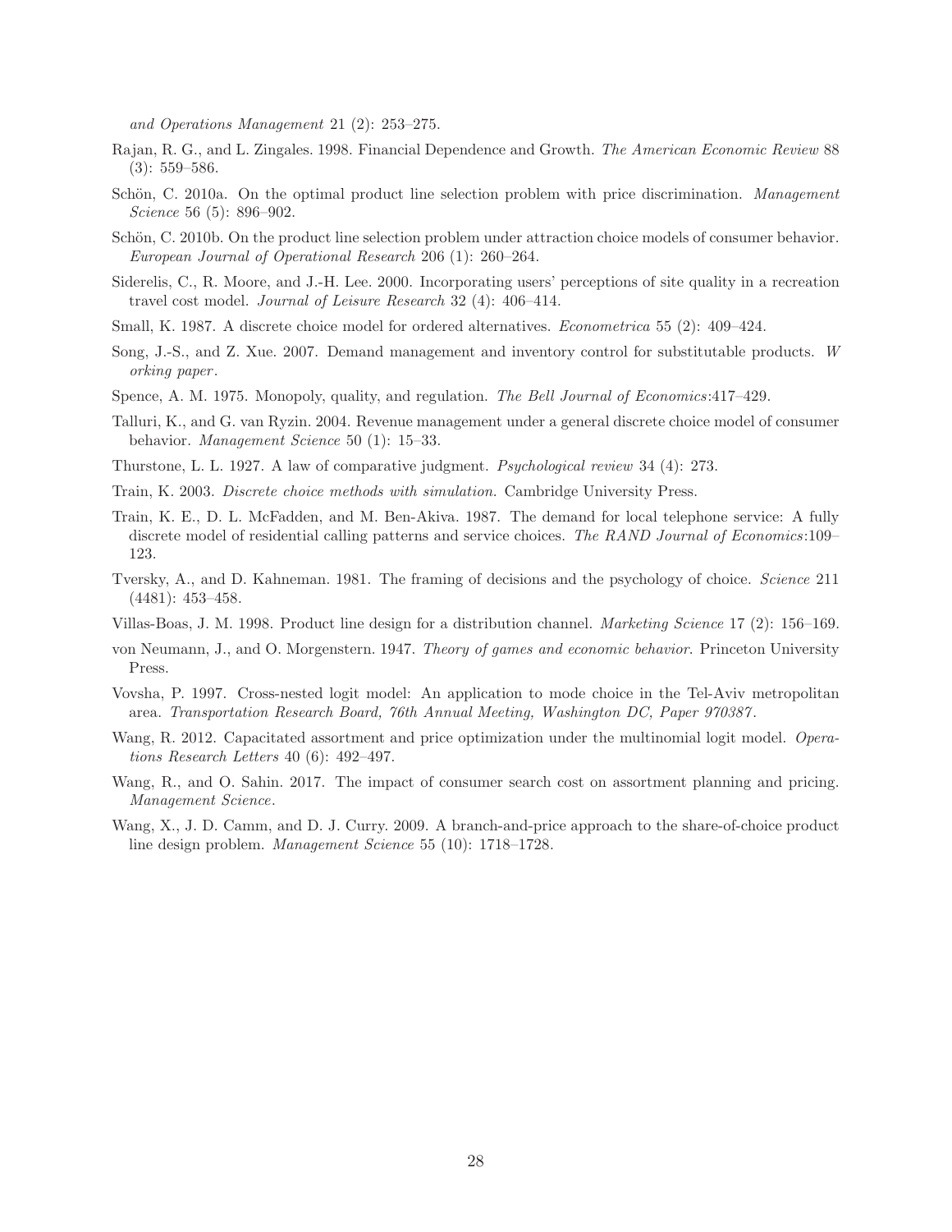*and Operations Management* 21 (2): 253–275.

Rajan, R. G., and L. Zingales. 1998. Financial Dependence and Growth. *The American Economic Review* 88 (3): 559–586.

Schön, C. 2010a. On the optimal product line selection problem with price discrimination. *Management Science* 56 (5): 896–902.

Schön, C. 2010b. On the product line selection problem under attraction choice models of consumer behavior. *European Journal of Operational Research* 206 (1): 260–264.

Siderelis, C., R. Moore, and J.-H. Lee. 2000. Incorporating users' perceptions of site quality in a recreation travel cost model. *Journal of Leisure Research* 32 (4): 406–414.

Small, K. 1987. A discrete choice model for ordered alternatives. *Econometrica* 55 (2): 409–424.

Song, J.-S., and Z. Xue. 2007. Demand management and inventory control for substitutable products. *W orking paper*.

Spence, A. M. 1975. Monopoly, quality, and regulation. *The Bell Journal of Economics*:417–429.

Talluri, K., and G. van Ryzin. 2004. Revenue management under a general discrete choice model of consumer behavior. *Management Science* 50 (1): 15–33.

Thurstone, L. L. 1927. A law of comparative judgment. *Psychological review* 34 (4): 273.

Train, K. 2003. *Discrete choice methods with simulation*. Cambridge University Press.

Train, K. E., D. L. McFadden, and M. Ben-Akiva. 1987. The demand for local telephone service: A fully discrete model of residential calling patterns and service choices. *The RAND Journal of Economics*:109–123.

Tversky, A., and D. Kahneman. 1981. The framing of decisions and the psychology of choice. *Science* 211 (4481): 453–458.

Villas-Boas, J. M. 1998. Product line design for a distribution channel. *Marketing Science* 17 (2): 156–169.

von Neumann, J., and O. Morgenstern. 1947. *Theory of games and economic behavior*. Princeton University Press.

Vovsha, P. 1997. Cross-nested logit model: An application to mode choice in the Tel-Aviv metropolitan area. *Transportation Research Board, 76th Annual Meeting, Washington DC, Paper 970387*.

Wang, R. 2012. Capacitated assortment and price optimization under the multinomial logit model. *Operations Research Letters* 40 (6): 492–497.

Wang, R., and O. Sahin. 2017. The impact of consumer search cost on assortment planning and pricing. *Management Science*.

Wang, X., J. D. Camm, and D. J. Curry. 2009. A branch-and-price approach to the share-of-choice product line design problem. *Management Science* 55 (10): 1718–1728.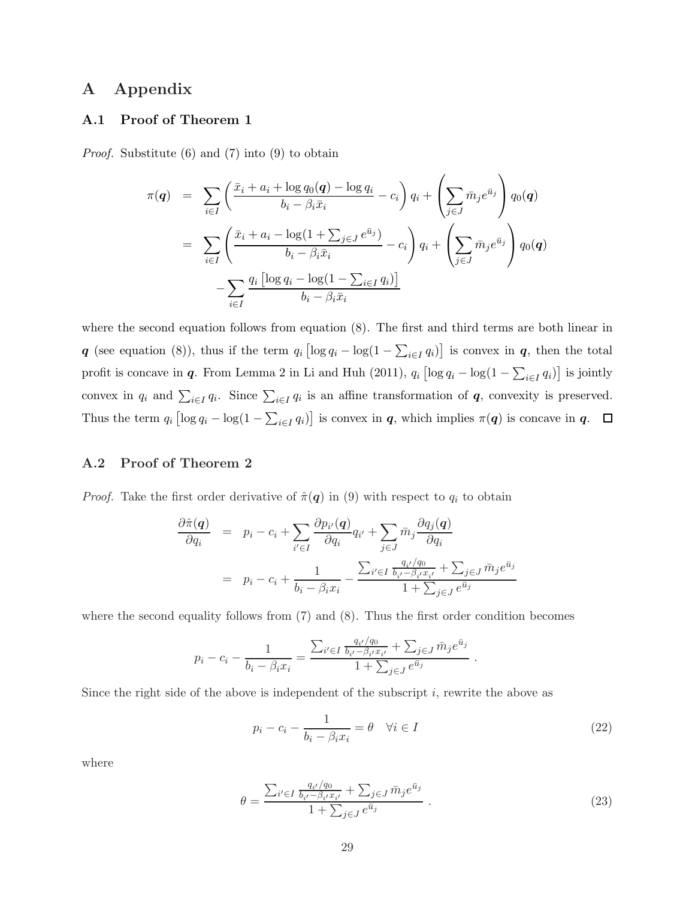# A Appendix

## A.1 Proof of Theorem 1

*Proof.* Substitute (6) and (7) into (9) to obtain

$$
\begin{aligned}
\pi(\boldsymbol{q}) &= \sum_{i\in I}\left(\frac{\bar{x}_i + a_i + \log q_0(\boldsymbol{q}) - \log q_i}{b_i - \beta_i \bar{x}_i} - c_i\right) q_i + \left(\sum_{j\in J} \bar{m}_j e^{\bar{u}_j}\right) q_0(\boldsymbol{q}) \\
&= \sum_{i\in I}\left(\frac{\bar{x}_i + a_i - \log(1+\sum_{j\in J} e^{\bar{u}_j})}{b_i - \beta_i \bar{x}_i} - c_i\right) q_i + \left(\sum_{j\in J} \bar{m}_j e^{\bar{u}_j}\right) q_0(\boldsymbol{q}) \\
&\quad - \sum_{i\in I} \frac{q_i \left[\log q_i - \log(1 - \sum_{i\in I} q_i)\right]}{b_i - \beta_i \bar{x}_i}
\end{aligned}
$$

where the second equation follows from equation (8). The first and third terms are both linear in $\boldsymbol{q}$ (see equation (8)), thus if the term $q_i\left[\log q_i - \log(1-\sum_{i\in I} q_i)\right]$ is convex in $\boldsymbol{q}$, then the total profit is concave in $\boldsymbol{q}$. From Lemma 2 in Li and Huh (2011), $q_i\left[\log q_i - \log(1-\sum_{i\in I} q_i)\right]$ is jointly convex in $q_i$ and $\sum_{i\in I} q_i$. Since $\sum_{i\in I} q_i$ is an affine transformation of $\boldsymbol{q}$, convexity is preserved. Thus the term $q_i\left[\log q_i - \log(1-\sum_{i\in I} q_i)\right]$ is convex in $\boldsymbol{q}$, which implies $\pi(\boldsymbol{q})$ is concave in $\boldsymbol{q}$. □

## A.2 Proof of Theorem 2

*Proof.* Take the first order derivative of $\hat{\pi}(\boldsymbol{q})$ in (9) with respect to $q_i$ to obtain

$$
\begin{aligned}
\frac{\partial \hat{\pi}(\boldsymbol{q})}{\partial q_i} &= p_i - c_i + \sum_{i'\in I} \frac{\partial p_{i'}(\boldsymbol{q})}{\partial q_i} q_{i'} + \sum_{j\in J} \bar{m}_j \frac{\partial q_j(\boldsymbol{q})}{\partial q_i} \\
&= p_i - c_i + \frac{1}{b_i - \beta_i x_i} - \frac{\sum_{i'\in I} \frac{q_{i'}/q_0}{b_{i'} - \beta_{i'} x_{i'}} + \sum_{j\in J} \bar{m}_j e^{\bar{u}_j}}{1 + \sum_{j\in J} e^{\bar{u}_j}}
\end{aligned}
$$

where the second equality follows from (7) and (8). Thus the first order condition becomes

$$
p_i - c_i - \frac{1}{b_i - \beta_i x_i} = \frac{\sum_{i'\in I} \frac{q_{i'}/q_0}{b_{i'} - \beta_{i'} x_{i'}} + \sum_{j\in J} \bar{m}_j e^{\bar{u}_j}}{1 + \sum_{j\in J} e^{\bar{u}_j}} .
$$

Since the right side of the above is independent of the subscript $i$, rewrite the above as

$$
p_i - c_i - \frac{1}{b_i - \beta_i x_i} = \theta \quad \forall i \in I \tag{22}
$$

where

$$
\theta = \frac{\sum_{i'\in I} \frac{q_{i'}/q_0}{b_{i'} - \beta_{i'} x_{i'}} + \sum_{j\in J} \bar{m}_j e^{\bar{u}_j}}{1 + \sum_{j\in J} e^{\bar{u}_j}} . \tag{23}
$$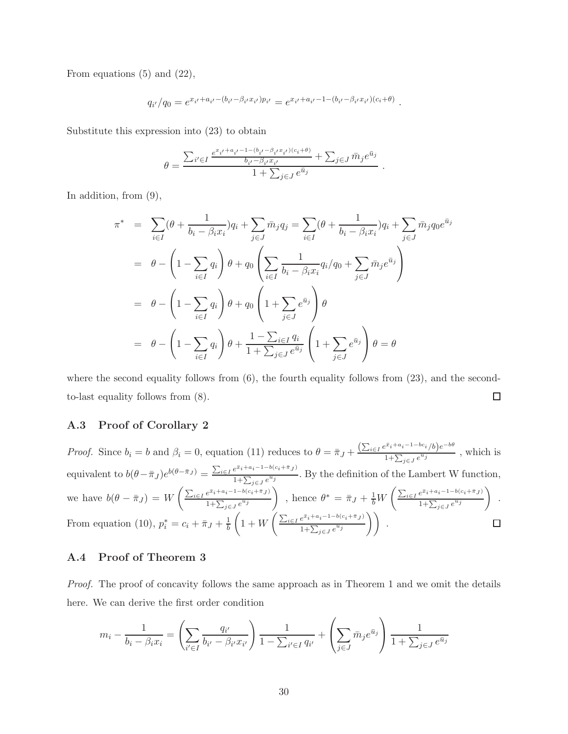From equations (5) and (22),

$$q_{i'}/q_0 = e^{x_{i'}+a_{i'}-(b_{i'}-\beta_{i'}x_{i'})p_{i'}} = e^{x_{i'}+a_{i'}-1-(b_{i'}-\beta_{i'}x_{i'})(c_i+\theta)} .$$

Substitute this expression into (23) to obtain

$$\theta = \frac{\sum_{i'\in I} \frac{e^{x_{i'}+a_{i'}-1-(b_{i'}-\beta_{i'}x_{i'})(c_i+\theta)}}{b_{i'}-\beta_{i'}x_{i'}} + \sum_{j\in J} \bar{m}_j e^{\bar{u}_j}}{1+\sum_{j\in J} e^{\bar{u}_j}} .$$

In addition, from (9),

$$\begin{aligned}
\pi^* &= \sum_{i\in I}(\theta + \frac{1}{b_i-\beta_i x_i})q_i + \sum_{j\in J}\bar{m}_j q_j = \sum_{i\in I}(\theta + \frac{1}{b_i-\beta_i x_i})q_i + \sum_{j\in J}\bar{m}_j q_0 e^{\bar{u}_j} \\
&= \theta - \left(1-\sum_{i\in I} q_i\right)\theta + q_0\left(\sum_{i\in I}\frac{1}{b_i-\beta_i x_i}q_i/q_0 + \sum_{j\in J}\bar{m}_j e^{\bar{u}_j}\right) \\
&= \theta - \left(1-\sum_{i\in I} q_i\right)\theta + q_0\left(1+\sum_{j\in J} e^{\bar{u}_j}\right)\theta \\
&= \theta - \left(1-\sum_{i\in I} q_i\right)\theta + \frac{1-\sum_{i\in I} q_i}{1+\sum_{j\in J} e^{\bar{u}_j}}\left(1+\sum_{j\in J} e^{\bar{u}_j}\right)\theta = \theta
\end{aligned}$$

where the second equality follows from (6), the fourth equality follows from (23), and the second-to-last equality follows from (8). ☐

### A.3 Proof of Corollary 2

*Proof.* Since $b_i = b$ and $\beta_i = 0$, equation (11) reduces to $\theta = \bar{\pi}_J + \frac{\left(\sum_{i\in I} e^{\bar{x}_i+a_i-1-bc_i/b}\right)e^{-b\theta}}{1+\sum_{j\in J} e^{u_j}}$ , which is equivalent to $b(\theta-\bar{\pi}_J)e^{b(\theta-\bar{\pi}_J)} = \frac{\sum_{i\in I} e^{\bar{x}_i+a_i-1-b(c_i+\bar{\pi}_J)}}{1+\sum_{j\in J} e^{u_j}}$. By the definition of the Lambert W function, we have $b(\theta-\bar{\pi}_J) = W\left(\frac{\sum_{i\in I} e^{\bar{x}_i+a_i-1-b(c_i+\bar{\pi}_J)}}{1+\sum_{j\in J} e^{u_j}}\right)$ , hence $\theta^* = \bar{\pi}_J + \frac{1}{b}W\left(\frac{\sum_{i\in I} e^{\bar{x}_i+a_i-1-b(c_i+\bar{\pi}_J)}}{1+\sum_{j\in J} e^{u_j}}\right)$ . From equation (10), $p_i^* = c_i + \bar{\pi}_J + \frac{1}{b}\left(1+W\left(\frac{\sum_{i\in I} e^{\bar{x}_i+a_i-1-b(c_i+\bar{\pi}_J)}}{1+\sum_{j\in J} e^{u_j}}\right)\right)$ . ☐

### A.4 Proof of Theorem 3

*Proof.* The proof of concavity follows the same approach as in Theorem 1 and we omit the details here. We can derive the first order condition

$$m_i - \frac{1}{b_i-\beta_i x_i} = \left(\sum_{i'\in I}\frac{q_{i'}}{b_{i'}-\beta_{i'}x_{i'}}\right)\frac{1}{1-\sum_{i'\in I} q_{i'}} + \left(\sum_{j\in J}\bar{m}_j e^{\bar{u}_j}\right)\frac{1}{1+\sum_{j\in J} e^{\bar{u}_j}}$$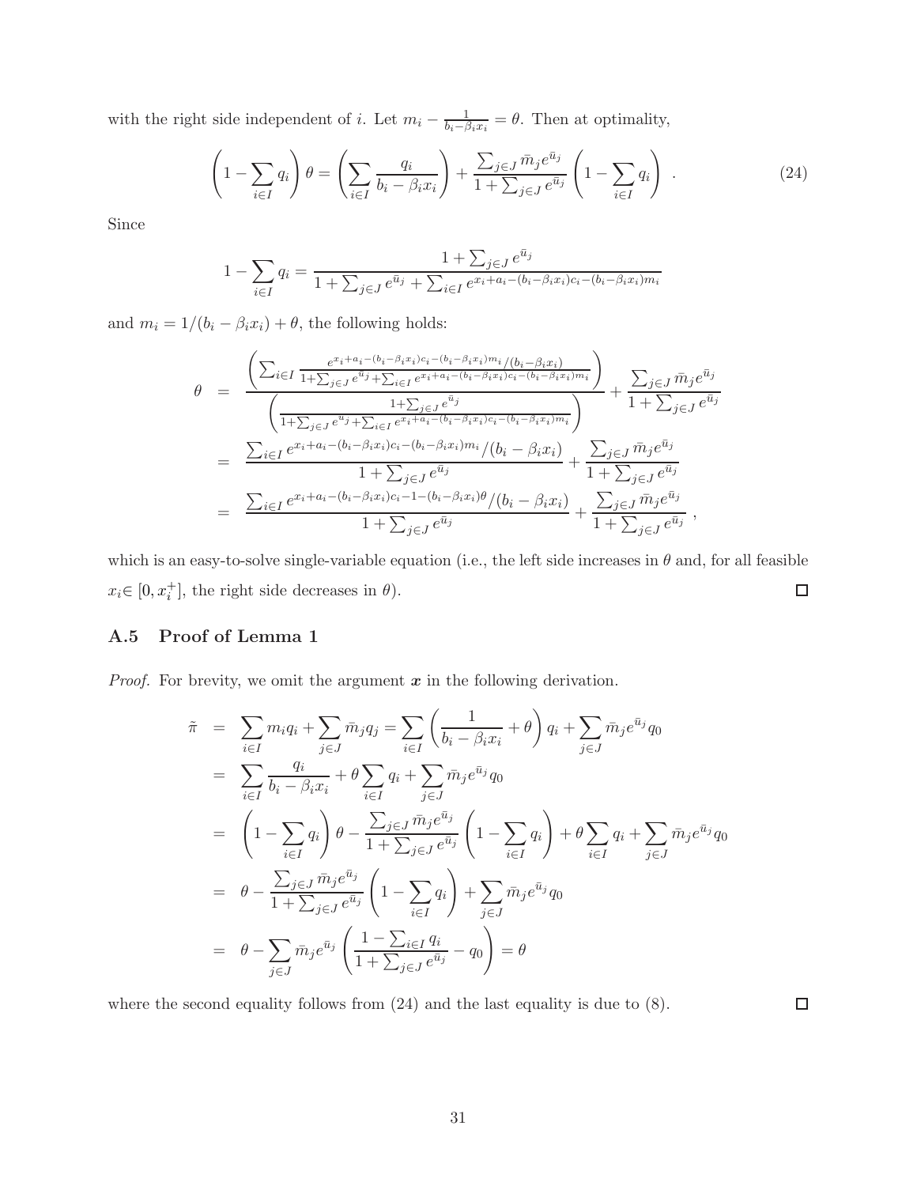with the right side independent of $i$. Let $m_i - \frac{1}{b_i - \beta_i x_i} = \theta$. Then at optimality,

$$\left(1 - \sum_{i \in I} q_i\right) \theta = \left(\sum_{i \in I} \frac{q_i}{b_i - \beta_i x_i}\right) + \frac{\sum_{j \in J} \bar{m}_j e^{\bar{u}_j}}{1 + \sum_{j \in J} e^{\bar{u}_j}} \left(1 - \sum_{i \in I} q_i\right) \ . \tag{24}$$

Since

$$1 - \sum_{i \in I} q_i = \frac{1 + \sum_{j \in J} e^{\bar{u}_j}}{1 + \sum_{j \in J} e^{\bar{u}_j} + \sum_{i \in I} e^{x_i + a_i - (b_i - \beta_i x_i)c_i - (b_i - \beta_i x_i)m_i}}$$

and $m_i = 1/(b_i - \beta_i x_i) + \theta$, the following holds:

$$\begin{aligned}
\theta &= \frac{\left(\sum_{i \in I} \frac{e^{x_i + a_i - (b_i - \beta_i x_i)c_i - (b_i - \beta_i x_i)m_i}/(b_i - \beta_i x_i)}{1 + \sum_{j \in J} e^{\bar{u}_j} + \sum_{i \in I} e^{x_i + a_i - (b_i - \beta_i x_i)c_i - (b_i - \beta_i x_i)m_i}}\right)}{\left(\frac{1 + \sum_{j \in J} e^{\bar{u}_j}}{1 + \sum_{j \in J} e^{\bar{u}_j} + \sum_{i \in I} e^{x_i + a_i - (b_i - \beta_i x_i)c_i - (b_i - \beta_i x_i)m_i}}\right)} + \frac{\sum_{j \in J} \bar{m}_j e^{\bar{u}_j}}{1 + \sum_{j \in J} e^{\bar{u}_j}} \\
&= \frac{\sum_{i \in I} e^{x_i + a_i - (b_i - \beta_i x_i)c_i - (b_i - \beta_i x_i)m_i}/(b_i - \beta_i x_i)}{1 + \sum_{j \in J} e^{\bar{u}_j}} + \frac{\sum_{j \in J} \bar{m}_j e^{\bar{u}_j}}{1 + \sum_{j \in J} e^{\bar{u}_j}} \\
&= \frac{\sum_{i \in I} e^{x_i + a_i - (b_i - \beta_i x_i)c_i - 1 - (b_i - \beta_i x_i)\theta}/(b_i - \beta_i x_i)}{1 + \sum_{j \in J} e^{\bar{u}_j}} + \frac{\sum_{j \in J} \bar{m}_j e^{\bar{u}_j}}{1 + \sum_{j \in J} e^{\bar{u}_j}} \ ,
\end{aligned}$$

which is an easy-to-solve single-variable equation (i.e., the left side increases in $\theta$ and, for all feasible $x_i \in [0, x_i^+]$, the right side decreases in $\theta$). $\square$

### A.5 Proof of Lemma 1

*Proof.* For brevity, we omit the argument $\boldsymbol{x}$ in the following derivation.

$$\begin{aligned}
\tilde{\pi} &= \sum_{i \in I} m_i q_i + \sum_{j \in J} \bar{m}_j q_j = \sum_{i \in I} \left(\frac{1}{b_i - \beta_i x_i} + \theta\right) q_i + \sum_{j \in J} \bar{m}_j e^{\bar{u}_j} q_0 \\
&= \sum_{i \in I} \frac{q_i}{b_i - \beta_i x_i} + \theta \sum_{i \in I} q_i + \sum_{j \in J} \bar{m}_j e^{\bar{u}_j} q_0 \\
&= \left(1 - \sum_{i \in I} q_i\right) \theta - \frac{\sum_{j \in J} \bar{m}_j e^{\bar{u}_j}}{1 + \sum_{j \in J} e^{\bar{u}_j}} \left(1 - \sum_{i \in I} q_i\right) + \theta \sum_{i \in I} q_i + \sum_{j \in J} \bar{m}_j e^{\bar{u}_j} q_0 \\
&= \theta - \frac{\sum_{j \in J} \bar{m}_j e^{\bar{u}_j}}{1 + \sum_{j \in J} e^{\bar{u}_j}} \left(1 - \sum_{i \in I} q_i\right) + \sum_{j \in J} \bar{m}_j e^{\bar{u}_j} q_0 \\
&= \theta - \sum_{j \in J} \bar{m}_j e^{\bar{u}_j} \left(\frac{1 - \sum_{i \in I} q_i}{1 + \sum_{j \in J} e^{\bar{u}_j}} - q_0\right) = \theta
\end{aligned}$$

where the second equality follows from (24) and the last equality is due to (8). $\square$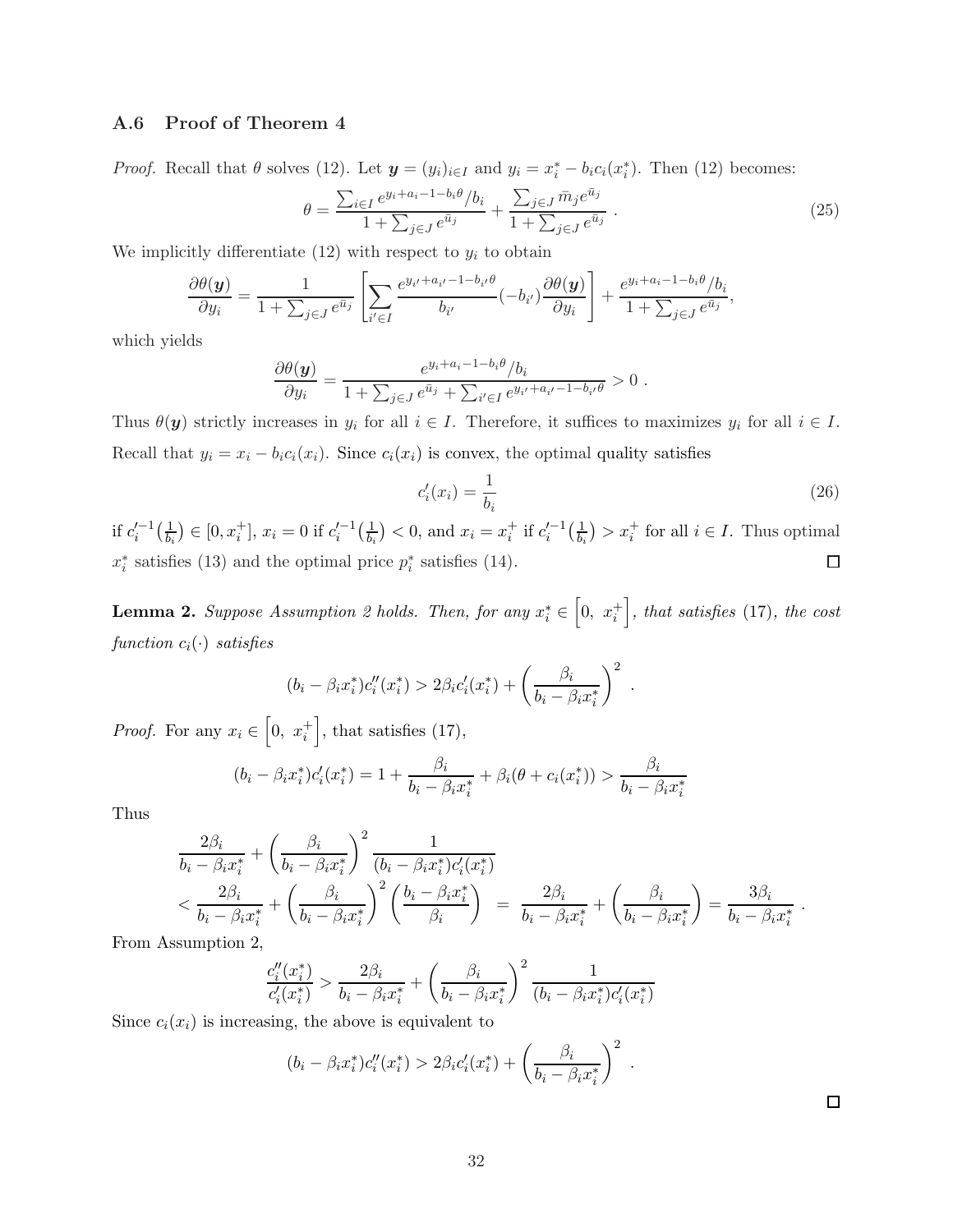### A.6 Proof of Theorem 4

*Proof.* Recall that $\theta$ solves (12). Let $\boldsymbol{y} = (y_i)_{i \in I}$ and $y_i = x_i^* - b_i c_i(x_i^*)$. Then (12) becomes:

$$\theta = \frac{\sum_{i \in I} e^{y_i + a_i - 1 - b_i \theta}/b_i}{1 + \sum_{j \in J} e^{\bar{u}_j}} + \frac{\sum_{j \in J} \bar{m}_j e^{\bar{u}_j}}{1 + \sum_{j \in J} e^{\bar{u}_j}} \ . \tag{25}$$

We implicitly differentiate (12) with respect to $y_i$ to obtain

$$\frac{\partial \theta(\boldsymbol{y})}{\partial y_i} = \frac{1}{1 + \sum_{j \in J} e^{\bar{u}_j}} \left[ \sum_{i' \in I} \frac{e^{y_{i'} + a_{i'} - 1 - b_{i'} \theta}}{b_{i'}} (-b_{i'}) \frac{\partial \theta(\boldsymbol{y})}{\partial y_i} \right] + \frac{e^{y_i + a_i - 1 - b_i \theta}/b_i}{1 + \sum_{j \in J} e^{\bar{u}_j}},$$

which yields

$$\frac{\partial \theta(\boldsymbol{y})}{\partial y_i} = \frac{e^{y_i + a_i - 1 - b_i \theta}/b_i}{1 + \sum_{j \in J} e^{\bar{u}_j} + \sum_{i' \in I} e^{y_{i'} + a_{i'} - 1 - b_{i'} \theta}} > 0 \ .$$

Thus $\theta(\boldsymbol{y})$ strictly increases in $y_i$ for all $i \in I$. Therefore, it suffices to maximizes $y_i$ for all $i \in I$. Recall that $y_i = x_i - b_i c_i(x_i)$. Since $c_i(x_i)$ is convex, the optimal quality satisfies

$$c_i'(x_i) = \frac{1}{b_i} \tag{26}$$

if $c_i'^{-1}\big(\frac{1}{b_i}\big) \in [0, x_i^+]$, $x_i = 0$ if $c_i'^{-1}\big(\frac{1}{b_i}\big) < 0$, and $x_i = x_i^+$ if $c_i'^{-1}\big(\frac{1}{b_i}\big) > x_i^+$ for all $i \in I$. Thus optimal $x_i^*$ satisfies (13) and the optimal price $p_i^*$ satisfies (14). ◻

**Lemma 2.** *Suppose Assumption 2 holds. Then, for any $x_i^* \in \Big[0,\ x_i^+\Big]$, that satisfies* (17)*, the cost function $c_i(\cdot)$ satisfies*

$$(b_i - \beta_i x_i^*) c_i''(x_i^*) > 2\beta_i c_i'(x_i^*) + \left( \frac{\beta_i}{b_i - \beta_i x_i^*} \right)^2 \ .$$

*Proof.* For any $x_i \in \Big[0,\ x_i^+\Big]$, that satisfies (17),

$$(b_i - \beta_i x_i^*) c_i'(x_i^*) = 1 + \frac{\beta_i}{b_i - \beta_i x_i^*} + \beta_i(\theta + c_i(x_i^*)) > \frac{\beta_i}{b_i - \beta_i x_i^*}$$

Thus

$$\begin{aligned} &\frac{2\beta_i}{b_i - \beta_i x_i^*} + \left( \frac{\beta_i}{b_i - \beta_i x_i^*} \right)^2 \frac{1}{(b_i - \beta_i x_i^*) c_i'(x_i^*)} \\ &< \frac{2\beta_i}{b_i - \beta_i x_i^*} + \left( \frac{\beta_i}{b_i - \beta_i x_i^*} \right)^2 \left( \frac{b_i - \beta_i x_i^*}{\beta_i} \right) \ = \ \frac{2\beta_i}{b_i - \beta_i x_i^*} + \left( \frac{\beta_i}{b_i - \beta_i x_i^*} \right) = \frac{3\beta_i}{b_i - \beta_i x_i^*} \ . \end{aligned}$$

From Assumption 2,

$$\frac{c_i''(x_i^*)}{c_i'(x_i^*)} > \frac{2\beta_i}{b_i - \beta_i x_i^*} + \left( \frac{\beta_i}{b_i - \beta_i x_i^*} \right)^2 \frac{1}{(b_i - \beta_i x_i^*) c_i'(x_i^*)}$$

Since $c_i(x_i)$ is increasing, the above is equivalent to

$$(b_i - \beta_i x_i^*) c_i''(x_i^*) > 2\beta_i c_i'(x_i^*) + \left( \frac{\beta_i}{b_i - \beta_i x_i^*} \right)^2 \ .$$

◻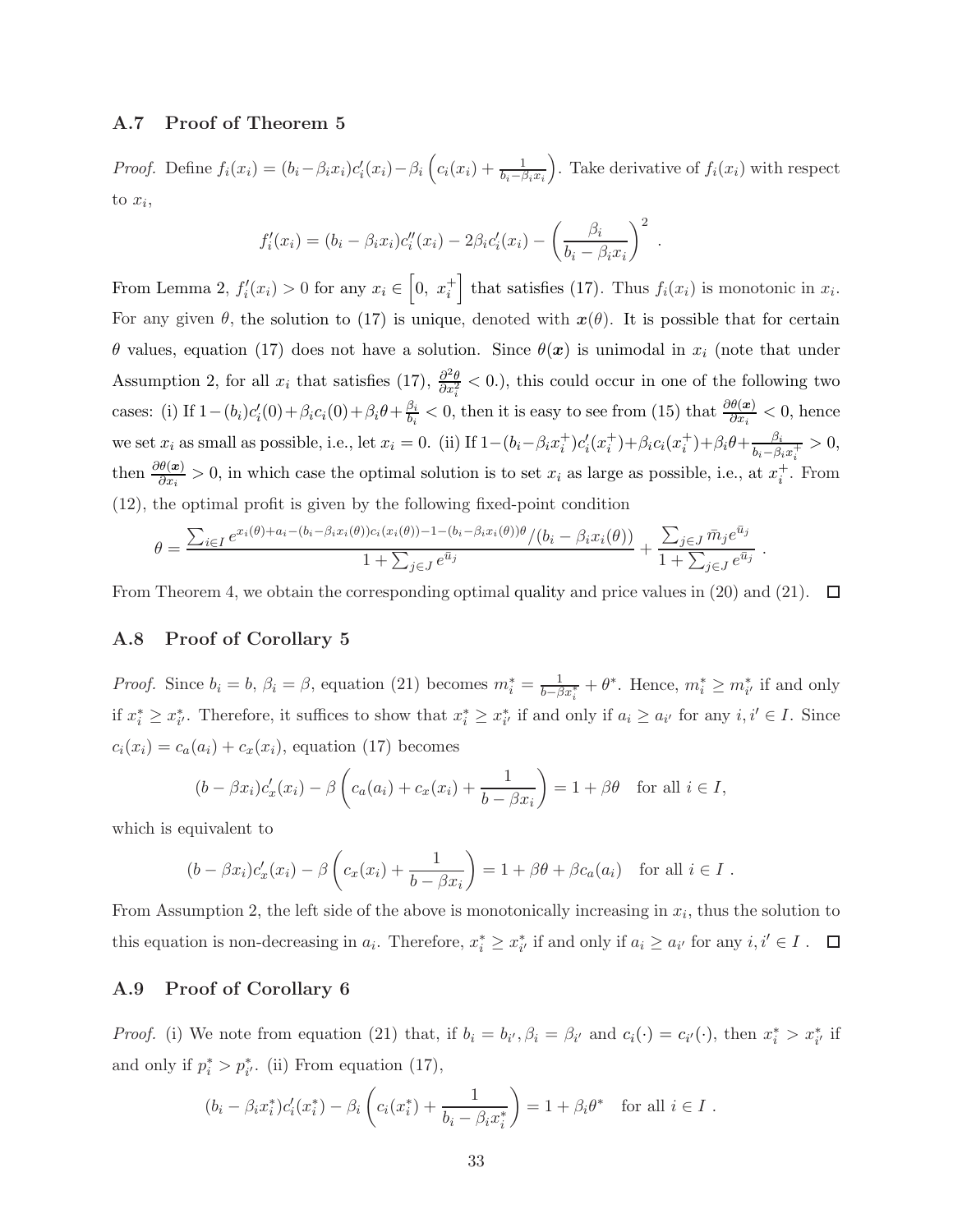### A.7 Proof of Theorem 5

*Proof.* Define $f_i(x_i) = (b_i - \beta_i x_i)c_i'(x_i) - \beta_i \left( c_i(x_i) + \frac{1}{b_i - \beta_i x_i} \right)$. Take derivative of $f_i(x_i)$ with respect to $x_i$,

$$f_i'(x_i) = (b_i - \beta_i x_i)c_i''(x_i) - 2\beta_i c_i'(x_i) - \left( \frac{\beta_i}{b_i - \beta_i x_i} \right)^2 .$$

From Lemma 2, $f_i'(x_i) > 0$ for any $x_i \in \left[0,\ x_i^+\right]$ that satisfies (17). Thus $f_i(x_i)$ is monotonic in $x_i$. For any given $\theta$, the solution to (17) is unique, denoted with $\boldsymbol{x}(\theta)$. It is possible that for certain $\theta$ values, equation (17) does not have a solution. Since $\theta(\boldsymbol{x})$ is unimodal in $x_i$ (note that under Assumption 2, for all $x_i$ that satisfies (17), $\frac{\partial^2 \theta}{\partial x_i^2} < 0$.), this could occur in one of the following two cases: (i) If $1 - (b_i)c_i'(0) + \beta_i c_i(0) + \beta_i \theta + \frac{\beta_i}{b_i} < 0$, then it is easy to see from (15) that $\frac{\partial \theta(\boldsymbol{x})}{\partial x_i} < 0$, hence we set $x_i$ as small as possible, i.e., let $x_i = 0$. (ii) If $1 - (b_i - \beta_i x_i^+)c_i'(x_i^+) + \beta_i c_i(x_i^+) + \beta_i \theta + \frac{\beta_i}{b_i - \beta_i x_i^+} > 0$, then $\frac{\partial \theta(\boldsymbol{x})}{\partial x_i} > 0$, in which case the optimal solution is to set $x_i$ as large as possible, i.e., at $x_i^+$. From (12), the optimal profit is given by the following fixed-point condition

$$\theta = \frac{\sum_{i \in I} e^{x_i(\theta) + a_i - (b_i - \beta_i x_i(\theta))c_i(x_i(\theta)) - 1 - (b_i - \beta_i x_i(\theta))\theta} / (b_i - \beta_i x_i(\theta))}{1 + \sum_{j \in J} e^{\bar{u}_j}} + \frac{\sum_{j \in J} \bar{m}_j e^{\bar{u}_j}}{1 + \sum_{j \in J} e^{\bar{u}_j}} .$$

From Theorem 4, we obtain the corresponding optimal quality and price values in (20) and (21). $\square$

### A.8 Proof of Corollary 5

*Proof.* Since $b_i = b$, $\beta_i = \beta$, equation (21) becomes $m_i^* = \frac{1}{b - \beta x_i^*} + \theta^*$. Hence, $m_i^* \geq m_{i'}^*$ if and only if $x_i^* \geq x_{i'}^*$. Therefore, it suffices to show that $x_i^* \geq x_{i'}^*$ if and only if $a_i \geq a_{i'}$ for any $i, i' \in I$. Since $c_i(x_i) = c_a(a_i) + c_x(x_i)$, equation (17) becomes

$$(b - \beta x_i)c_x'(x_i) - \beta \left( c_a(a_i) + c_x(x_i) + \frac{1}{b - \beta x_i} \right) = 1 + \beta\theta \quad \text{for all } i \in I,$$

which is equivalent to

$$(b - \beta x_i)c_x'(x_i) - \beta \left( c_x(x_i) + \frac{1}{b - \beta x_i} \right) = 1 + \beta\theta + \beta c_a(a_i) \quad \text{for all } i \in I .$$

From Assumption 2, the left side of the above is monotonically increasing in $x_i$, thus the solution to this equation is non-decreasing in $a_i$. Therefore, $x_i^* \geq x_{i'}^*$ if and only if $a_i \geq a_{i'}$ for any $i, i' \in I$ . $\square$

### A.9 Proof of Corollary 6

*Proof.* (i) We note from equation (21) that, if $b_i = b_{i'}, \beta_i = \beta_{i'}$ and $c_i(\cdot) = c_{i'}(\cdot)$, then $x_i^* > x_{i'}^*$ if and only if $p_i^* > p_{i'}^*$. (ii) From equation (17),

$$(b_i - \beta_i x_i^*)c_i'(x_i^*) - \beta_i \left( c_i(x_i^*) + \frac{1}{b_i - \beta_i x_i^*} \right) = 1 + \beta_i \theta^* \quad \text{for all } i \in I .$$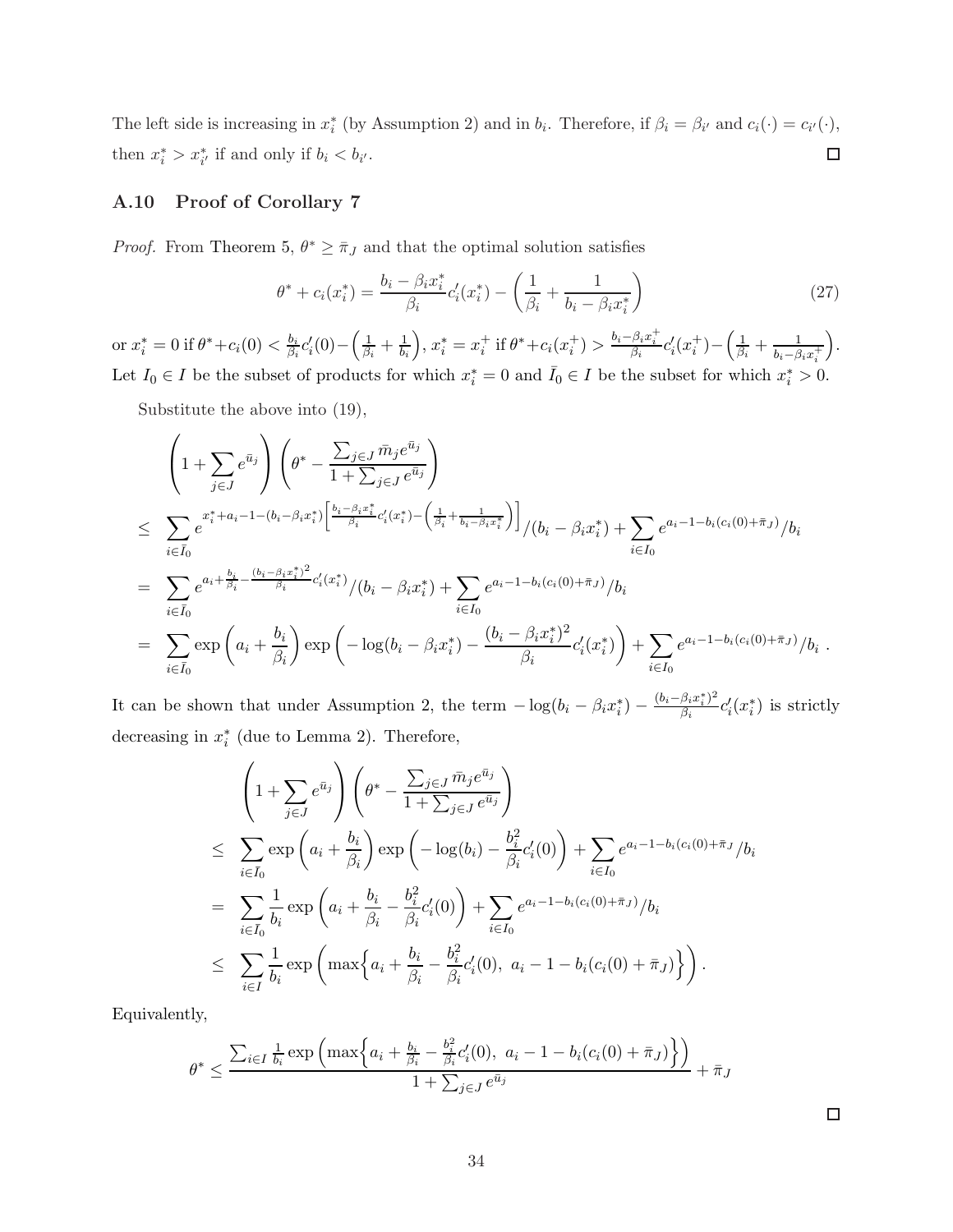The left side is increasing in $x_i^*$ (by Assumption 2) and in $b_i$. Therefore, if $\beta_i = \beta_{i'}$ and $c_i(\cdot) = c_{i'}(\cdot)$, then $x_i^* > x_{i'}^*$ if and only if $b_i < b_{i'}$. ☐

## A.10 Proof of Corollary 7

*Proof.* From Theorem 5, $\theta^* \geq \bar{\pi}_J$ and that the optimal solution satisfies

$$\theta^* + c_i(x_i^*) = \frac{b_i - \beta_i x_i^*}{\beta_i} c_i'(x_i^*) - \left(\frac{1}{\beta_i} + \frac{1}{b_i - \beta_i x_i^*}\right) \tag{27}$$

or $x_i^* = 0$ if $\theta^* + c_i(0) < \frac{b_i}{\beta_i} c_i'(0) - \left(\frac{1}{\beta_i} + \frac{1}{b_i}\right)$, $x_i^* = x_i^+$ if $\theta^* + c_i(x_i^+) > \frac{b_i - \beta_i x_i^+}{\beta_i} c_i'(x_i^+) - \left(\frac{1}{\beta_i} + \frac{1}{b_i - \beta_i x_i^+}\right)$. Let $I_0 \in I$ be the subset of products for which $x_i^* = 0$ and $\bar{I}_0 \in I$ be the subset for which $x_i^* > 0$.

Substitute the above into (19),

$$\begin{aligned}
&\left(1 + \sum_{j \in J} e^{\bar{u}_j}\right)\left(\theta^* - \frac{\sum_{j \in J} \bar{m}_j e^{\bar{u}_j}}{1 + \sum_{j \in J} e^{\bar{u}_j}}\right) \\
\leq\ & \sum_{i \in \bar{I}_0} e^{x_i^* + a_i - 1 - (b_i - \beta_i x_i^*)\left[\frac{b_i - \beta_i x_i^*}{\beta_i} c_i'(x_i^*) - \left(\frac{1}{\beta_i} + \frac{1}{b_i - \beta_i x_i^*}\right)\right]} / (b_i - \beta_i x_i^*) + \sum_{i \in I_0} e^{a_i - 1 - b_i(c_i(0) + \bar{\pi}_J)} / b_i \\
=\ & \sum_{i \in \bar{I}_0} e^{a_i + \frac{b_i}{\beta_i} - \frac{(b_i - \beta_i x_i^*)^2}{\beta_i} c_i'(x_i^*)} / (b_i - \beta_i x_i^*) + \sum_{i \in I_0} e^{a_i - 1 - b_i(c_i(0) + \bar{\pi}_J)} / b_i \\
=\ & \sum_{i \in \bar{I}_0} \exp\left(a_i + \frac{b_i}{\beta_i}\right) \exp\left(-\log(b_i - \beta_i x_i^*) - \frac{(b_i - \beta_i x_i^*)^2}{\beta_i} c_i'(x_i^*)\right) + \sum_{i \in I_0} e^{a_i - 1 - b_i(c_i(0) + \bar{\pi}_J)} / b_i\ .
\end{aligned}$$

It can be shown that under Assumption 2, the term $-\log(b_i - \beta_i x_i^*) - \frac{(b_i - \beta_i x_i^*)^2}{\beta_i} c_i'(x_i^*)$ is strictly decreasing in $x_i^*$ (due to Lemma 2). Therefore,

$$\begin{aligned}
&\left(1 + \sum_{j \in J} e^{\bar{u}_j}\right)\left(\theta^* - \frac{\sum_{j \in J} \bar{m}_j e^{\bar{u}_j}}{1 + \sum_{j \in J} e^{\bar{u}_j}}\right) \\
\leq\ & \sum_{i \in \bar{I}_0} \exp\left(a_i + \frac{b_i}{\beta_i}\right) \exp\left(-\log(b_i) - \frac{b_i^2}{\beta_i} c_i'(0)\right) + \sum_{i \in I_0} e^{a_i - 1 - b_i(c_i(0) + \bar{\pi}_J)} / b_i \\
=\ & \sum_{i \in \bar{I}_0} \frac{1}{b_i} \exp\left(a_i + \frac{b_i}{\beta_i} - \frac{b_i^2}{\beta_i} c_i'(0)\right) + \sum_{i \in I_0} e^{a_i - 1 - b_i(c_i(0) + \bar{\pi}_J)} / b_i \\
\leq\ & \sum_{i \in I} \frac{1}{b_i} \exp\left(\max\Big\{a_i + \frac{b_i}{\beta_i} - \frac{b_i^2}{\beta_i} c_i'(0),\ a_i - 1 - b_i(c_i(0) + \bar{\pi}_J)\Big\}\right).
\end{aligned}$$

Equivalently,

$$\theta^* \leq \frac{\sum_{i \in I} \frac{1}{b_i} \exp\left(\max\Big\{a_i + \frac{b_i}{\beta_i} - \frac{b_i^2}{\beta_i} c_i'(0),\ a_i - 1 - b_i(c_i(0) + \bar{\pi}_J)\Big\}\right)}{1 + \sum_{j \in J} e^{\bar{u}_j}} + \bar{\pi}_J$$

☐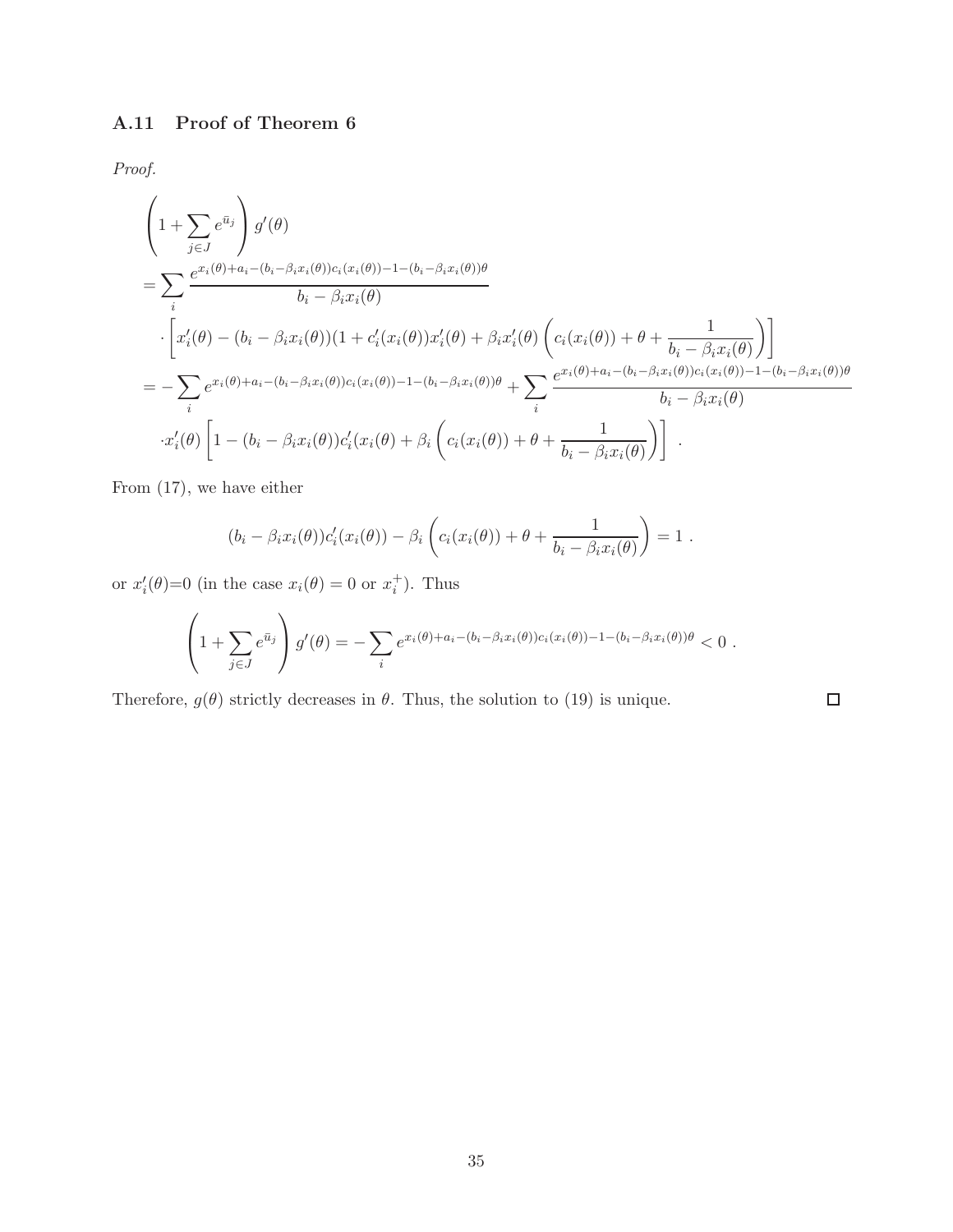### A.11 Proof of Theorem 6

*Proof.*

$$
\begin{aligned}
&\left(1+\sum_{j\in J} e^{\bar{u}_j}\right) g'(\theta) \\
&= \sum_i \frac{e^{x_i(\theta)+a_i-(b_i-\beta_i x_i(\theta))c_i(x_i(\theta))-1-(b_i-\beta_i x_i(\theta))\theta}}{b_i-\beta_i x_i(\theta)} \\
&\quad \cdot \left[ x_i'(\theta) - (b_i-\beta_i x_i(\theta))(1+c_i'(x_i(\theta))x_i'(\theta) + \beta_i x_i'(\theta)\left(c_i(x_i(\theta))+\theta+\frac{1}{b_i-\beta_i x_i(\theta)}\right)\right] \\
&= -\sum_i e^{x_i(\theta)+a_i-(b_i-\beta_i x_i(\theta))c_i(x_i(\theta))-1-(b_i-\beta_i x_i(\theta))\theta} + \sum_i \frac{e^{x_i(\theta)+a_i-(b_i-\beta_i x_i(\theta))c_i(x_i(\theta))-1-(b_i-\beta_i x_i(\theta))\theta}}{b_i-\beta_i x_i(\theta)} \\
&\quad \cdot x_i'(\theta)\left[1-(b_i-\beta_i x_i(\theta))c_i'(x_i(\theta)+\beta_i\left(c_i(x_i(\theta))+\theta+\frac{1}{b_i-\beta_i x_i(\theta)}\right)\right] \ .
\end{aligned}
$$

From (17), we have either

$$
(b_i-\beta_i x_i(\theta))c_i'(x_i(\theta)) - \beta_i\left(c_i(x_i(\theta))+\theta+\frac{1}{b_i-\beta_i x_i(\theta)}\right) = 1 \ .
$$

or $x_i'(\theta)$=0 (in the case $x_i(\theta)=0$ or $x_i^+$). Thus

$$
\left(1+\sum_{j\in J} e^{\bar{u}_j}\right) g'(\theta) = -\sum_i e^{x_i(\theta)+a_i-(b_i-\beta_i x_i(\theta))c_i(x_i(\theta))-1-(b_i-\beta_i x_i(\theta))\theta} < 0 \ .
$$

Therefore, $g(\theta)$ strictly decreases in $\theta$. Thus, the solution to (19) is unique. □